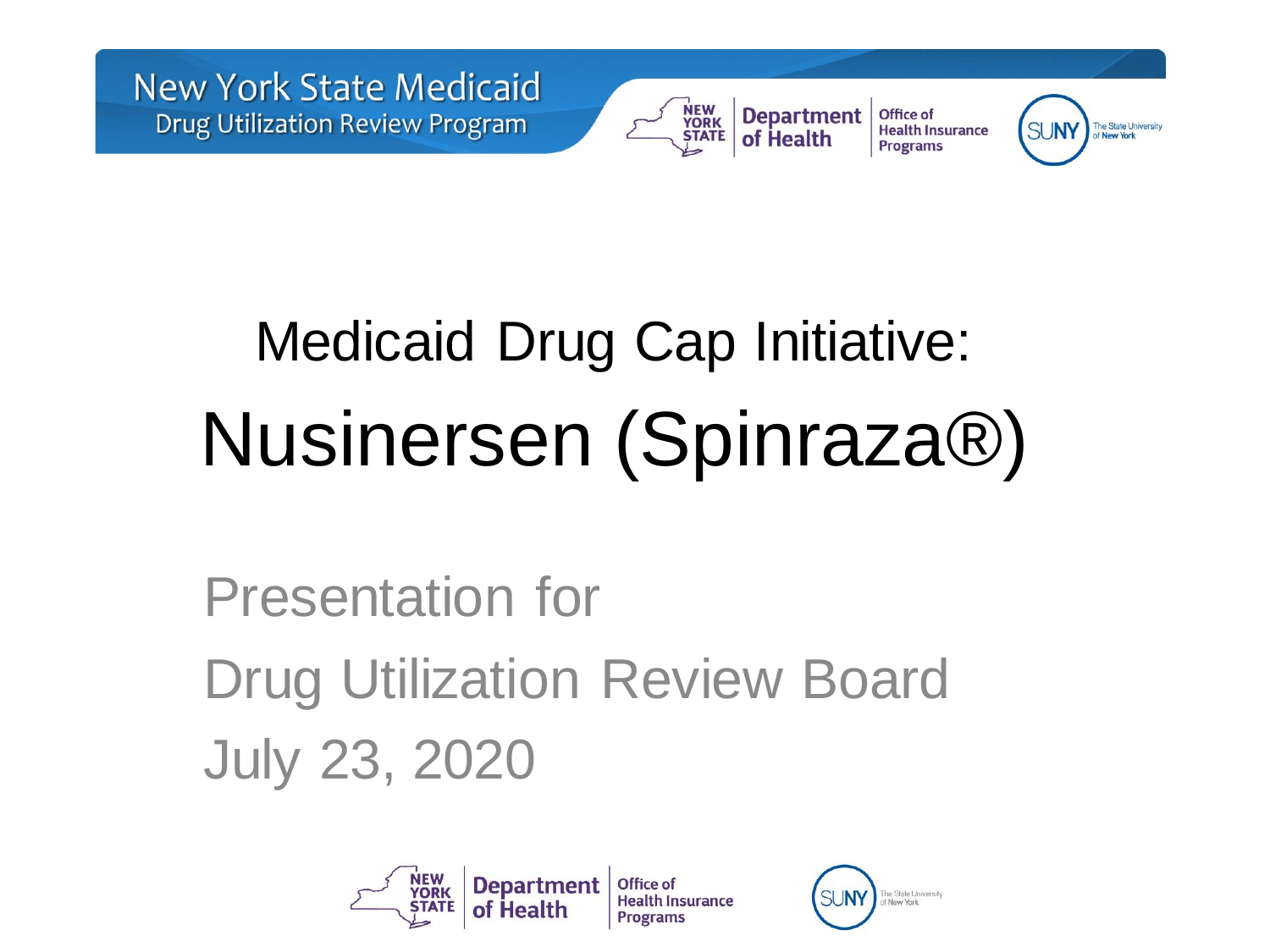New York State Medicaid
Drug Utilization Review Program

# Medicaid Drug Cap Initiative: Nusinersen (Spinraza®)

Presentation for
Drug Utilization Review Board
July 23, 2020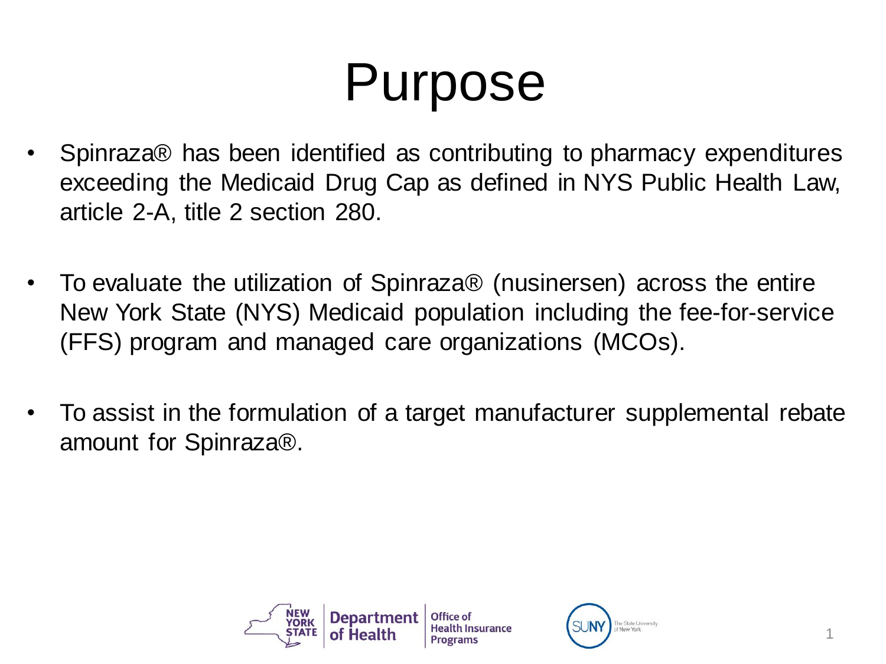# Purpose

- Spinraza® has been identified as contributing to pharmacy expenditures exceeding the Medicaid Drug Cap as defined in NYS Public Health Law, article 2-A, title 2 section 280.
- To evaluate the utilization of Spinraza® (nusinersen) across the entire New York State (NYS) Medicaid population including the fee-for-service (FFS) program and managed care organizations (MCOs).
- To assist in the formulation of a target manufacturer supplemental rebate amount for Spinraza®.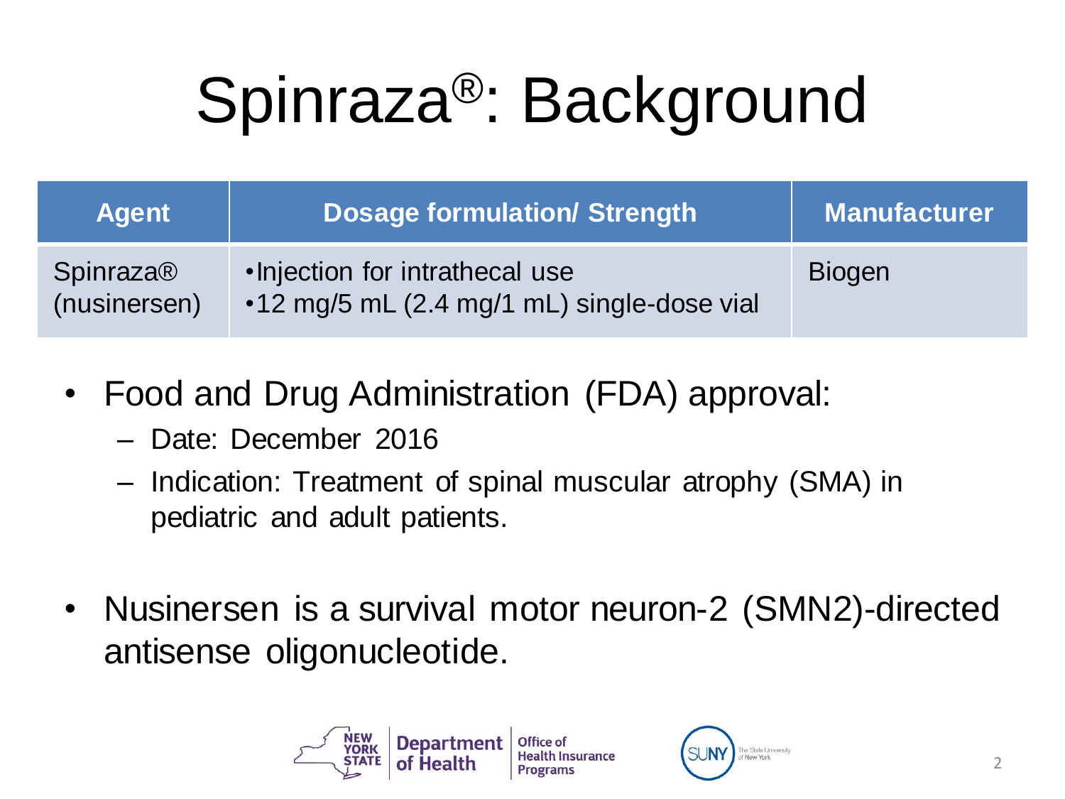# Spinraza®: Background

| Agent | Dosage formulation/ Strength | Manufacturer |
|---|---|---|
| Spinraza® (nusinersen) | •Injection for intrathecal use<br>•12 mg/5 mL (2.4 mg/1 mL) single-dose vial | Biogen |

- Food and Drug Administration (FDA) approval:
  - Date: December 2016
  - Indication: Treatment of spinal muscular atrophy (SMA) in pediatric and adult patients.

- Nusinersen is a survival motor neuron-2 (SMN2)-directed antisense oligonucleotide.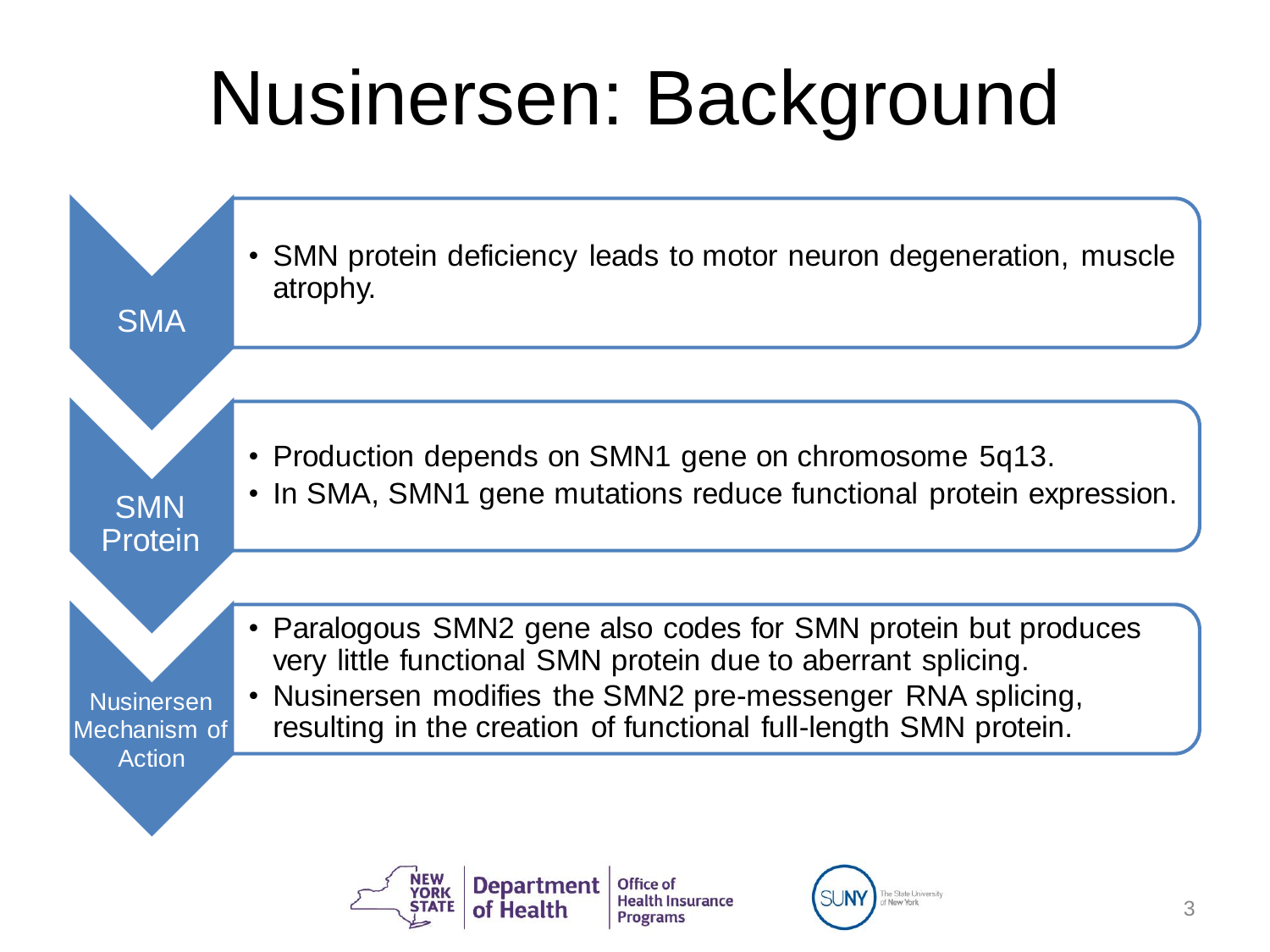# Nusinersen: Background

## SMA

- SMN protein deficiency leads to motor neuron degeneration, muscle atrophy.

## SMN Protein

- Production depends on SMN1 gene on chromosome 5q13.
- In SMA, SMN1 gene mutations reduce functional protein expression.

## Nusinersen Mechanism of Action

- Paralogous SMN2 gene also codes for SMN protein but produces very little functional SMN protein due to aberrant splicing.
- Nusinersen modifies the SMN2 pre-messenger RNA splicing, resulting in the creation of functional full-length SMN protein.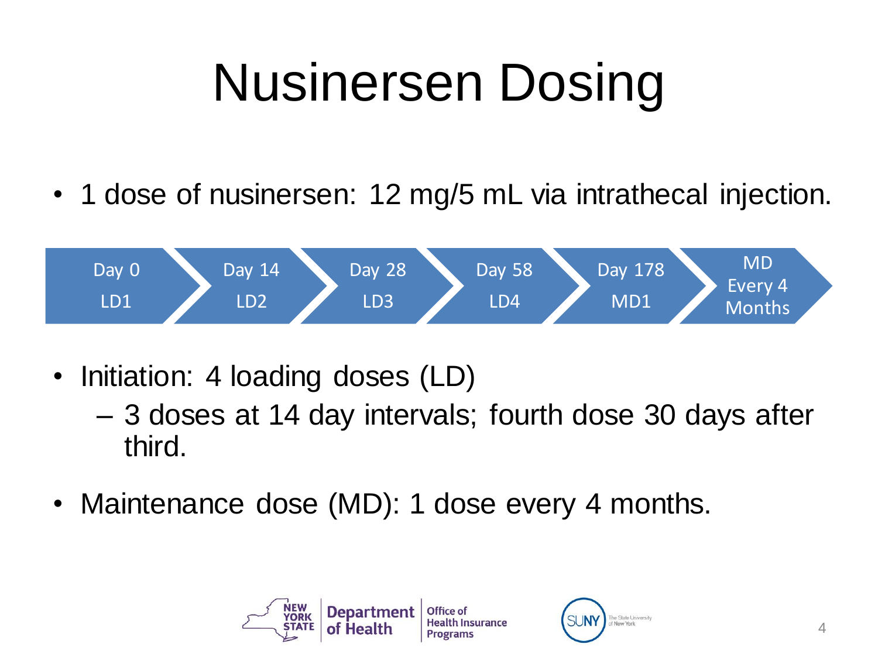# Nusinersen Dosing

- 1 dose of nusinersen: 12 mg/5 mL via intrathecal injection.

| Day 0 | Day 14 | Day 28 | Day 58 | Day 178 | MD |
|---|---|---|---|---|---|
| LD1 | LD2 | LD3 | LD4 | MD1 | Every 4 Months |

- Initiation: 4 loading doses (LD)
  - 3 doses at 14 day intervals; fourth dose 30 days after third.
- Maintenance dose (MD): 1 dose every 4 months.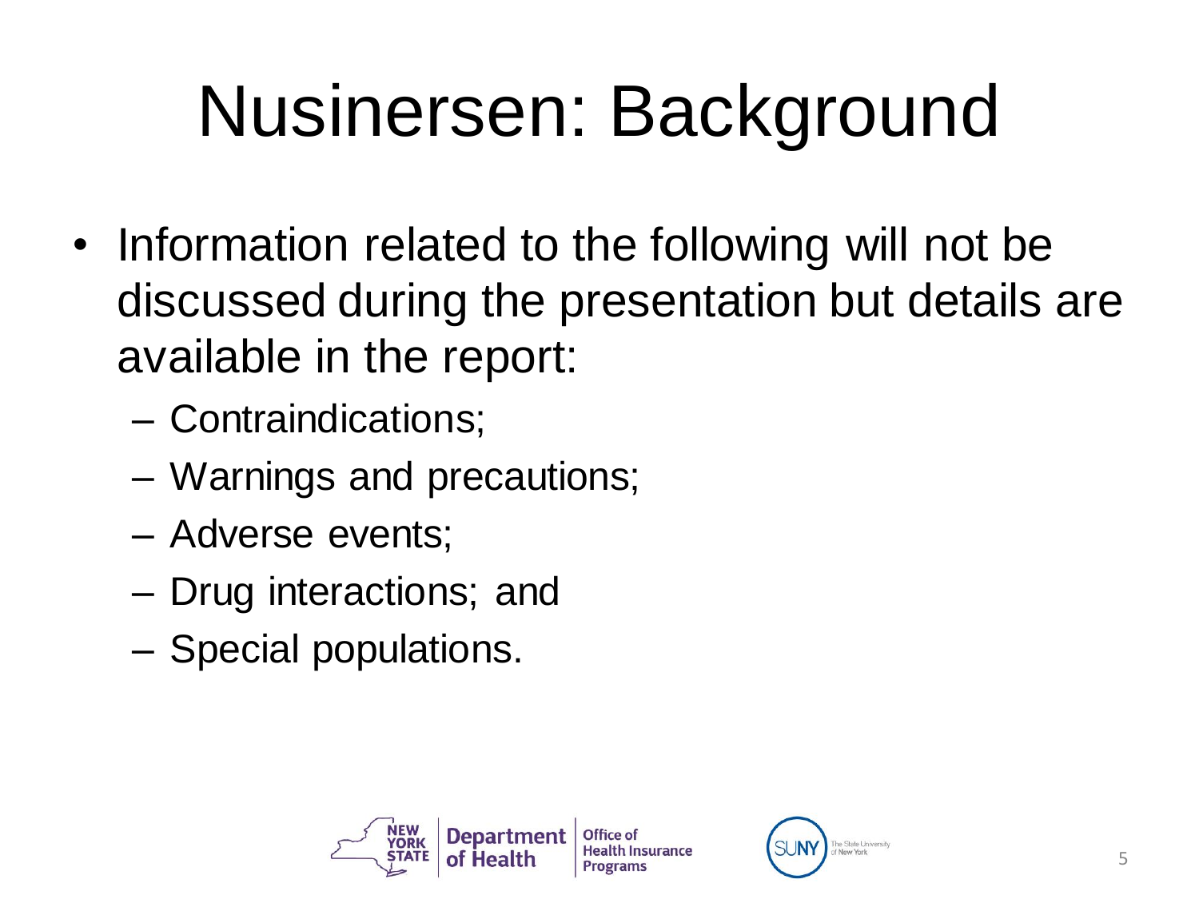# Nusinersen: Background

- Information related to the following will not be discussed during the presentation but details are available in the report:
  - Contraindications;
  - Warnings and precautions;
  - Adverse events;
  - Drug interactions; and
  - Special populations.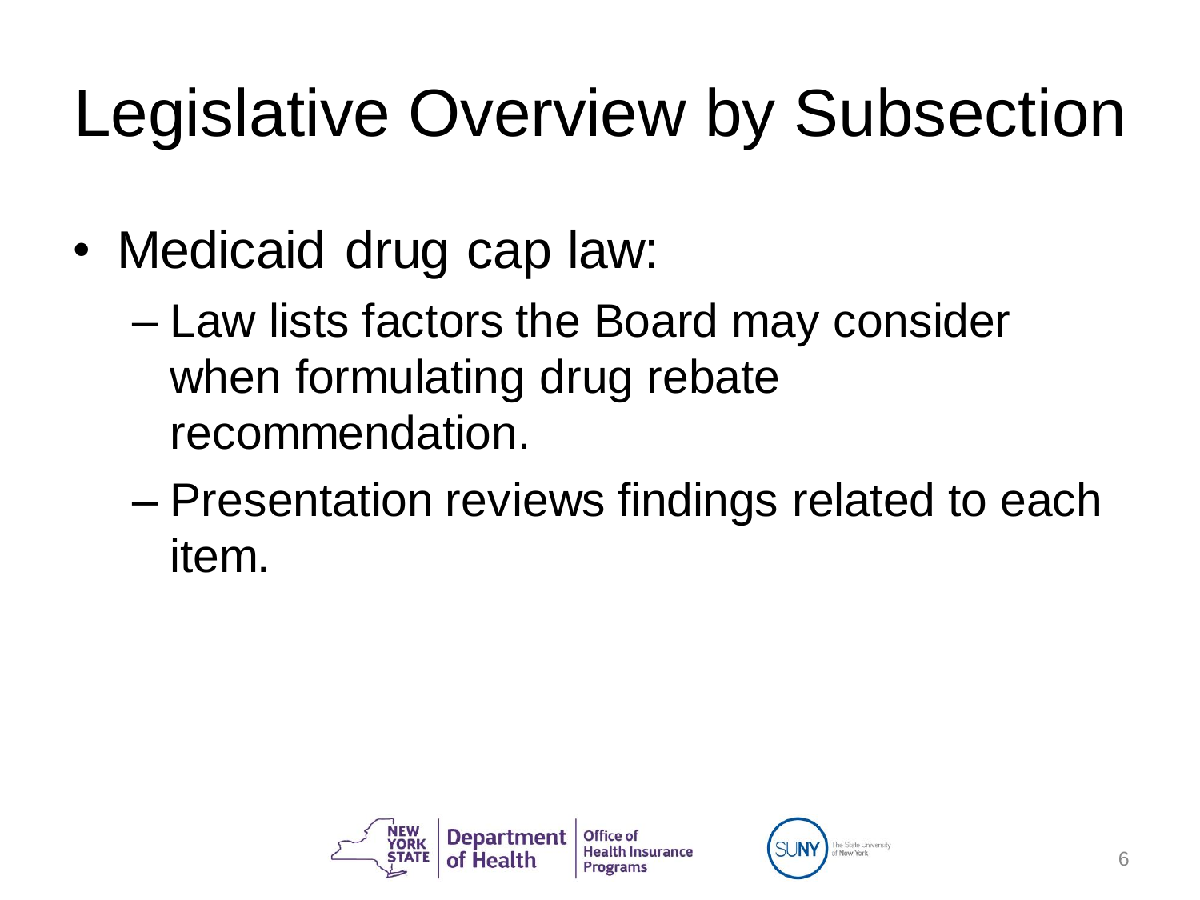# Legislative Overview by Subsection

- Medicaid drug cap law:
  - Law lists factors the Board may consider when formulating drug rebate recommendation.
  - Presentation reviews findings related to each item.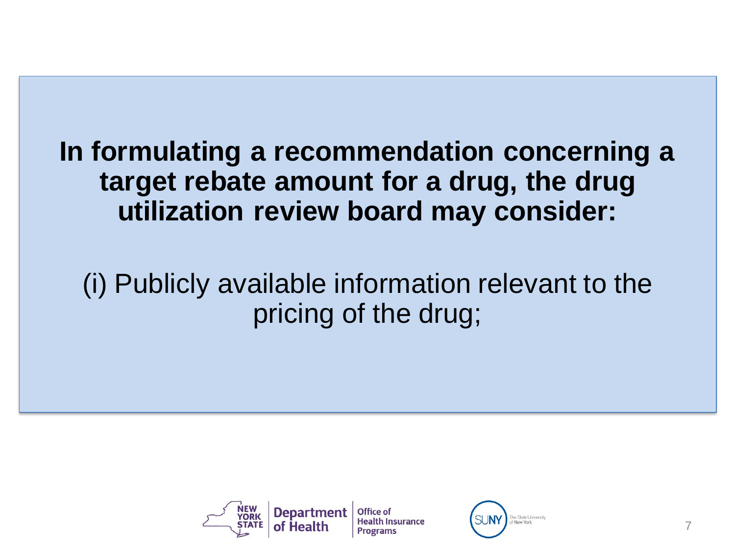**In formulating a recommendation concerning a target rebate amount for a drug, the drug utilization review board may consider:**

(i) Publicly available information relevant to the pricing of the drug;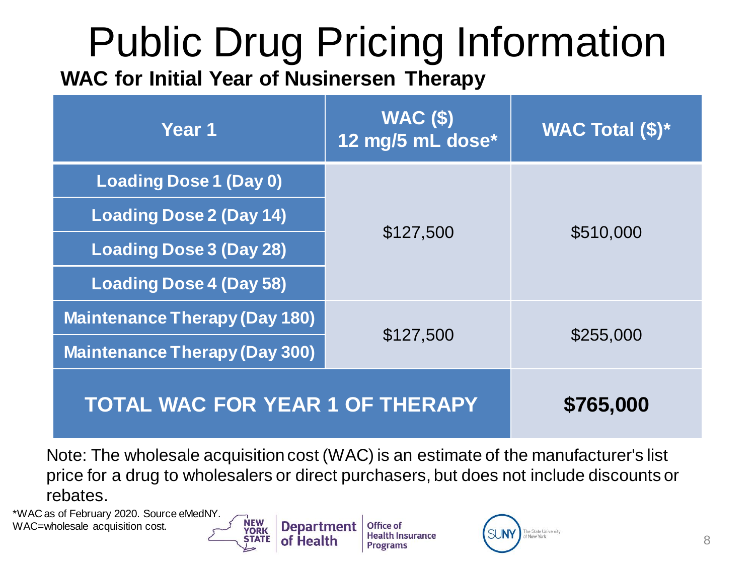# Public Drug Pricing Information

## WAC for Initial Year of Nusinersen Therapy

| Year 1 | WAC ($) 12 mg/5 mL dose* | WAC Total ($)* |
|---|---|---|
| Loading Dose 1 (Day 0) | $127,500 | $510,000 |
| Loading Dose 2 (Day 14) | | |
| Loading Dose 3 (Day 28) | | |
| Loading Dose 4 (Day 58) | | |
| Maintenance Therapy (Day 180) | $127,500 | $255,000 |
| Maintenance Therapy (Day 300) | | |
| **TOTAL WAC FOR YEAR 1 OF THERAPY** | | **$765,000** |

Note: The wholesale acquisition cost (WAC) is an estimate of the manufacturer's list price for a drug to wholesalers or direct purchasers, but does not include discounts or rebates.

*WAC as of February 2020. Source eMedNY.
WAC=wholesale acquisition cost.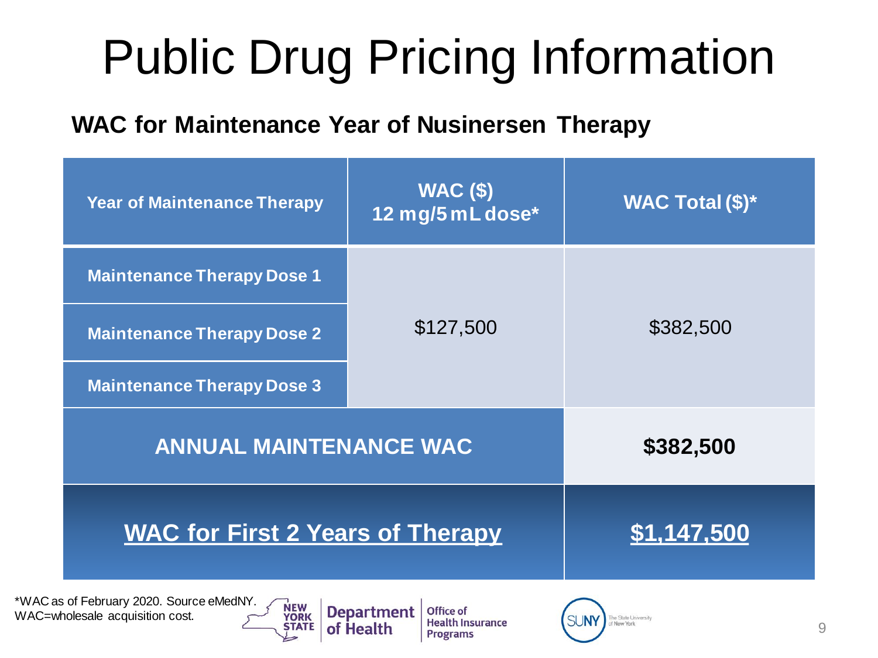# Public Drug Pricing Information

## WAC for Maintenance Year of Nusinersen Therapy

| Year of Maintenance Therapy | WAC ($) 12 mg/5 mL dose* | WAC Total ($)* |
|---|---|---|
| Maintenance Therapy Dose 1 | $127,500 | $382,500 |
| Maintenance Therapy Dose 2 | | |
| Maintenance Therapy Dose 3 | | |
| **ANNUAL MAINTENANCE WAC** | | **$382,500** |
| **WAC for First 2 Years of Therapy** | | **$1,147,500** |

*WAC as of February 2020. Source eMedNY.
WAC=wholesale acquisition cost.

NEW YORK STATE Department of Health | Office of Health Insurance Programs

SUNY The State University of New York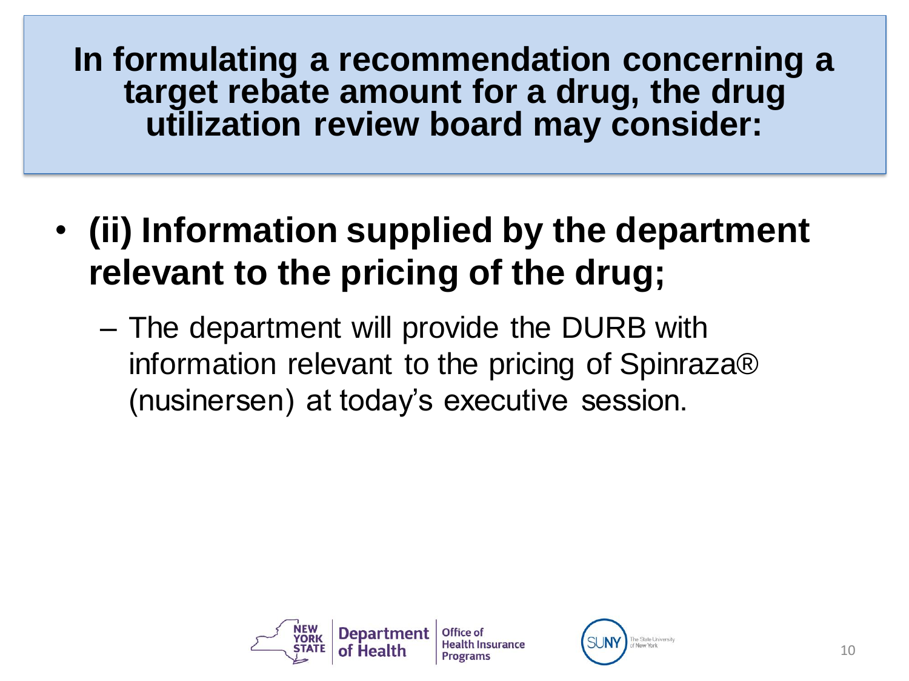# In formulating a recommendation concerning a target rebate amount for a drug, the drug utilization review board may consider:

- **(ii) Information supplied by the department relevant to the pricing of the drug;**
  - The department will provide the DURB with information relevant to the pricing of Spinraza® (nusinersen) at today's executive session.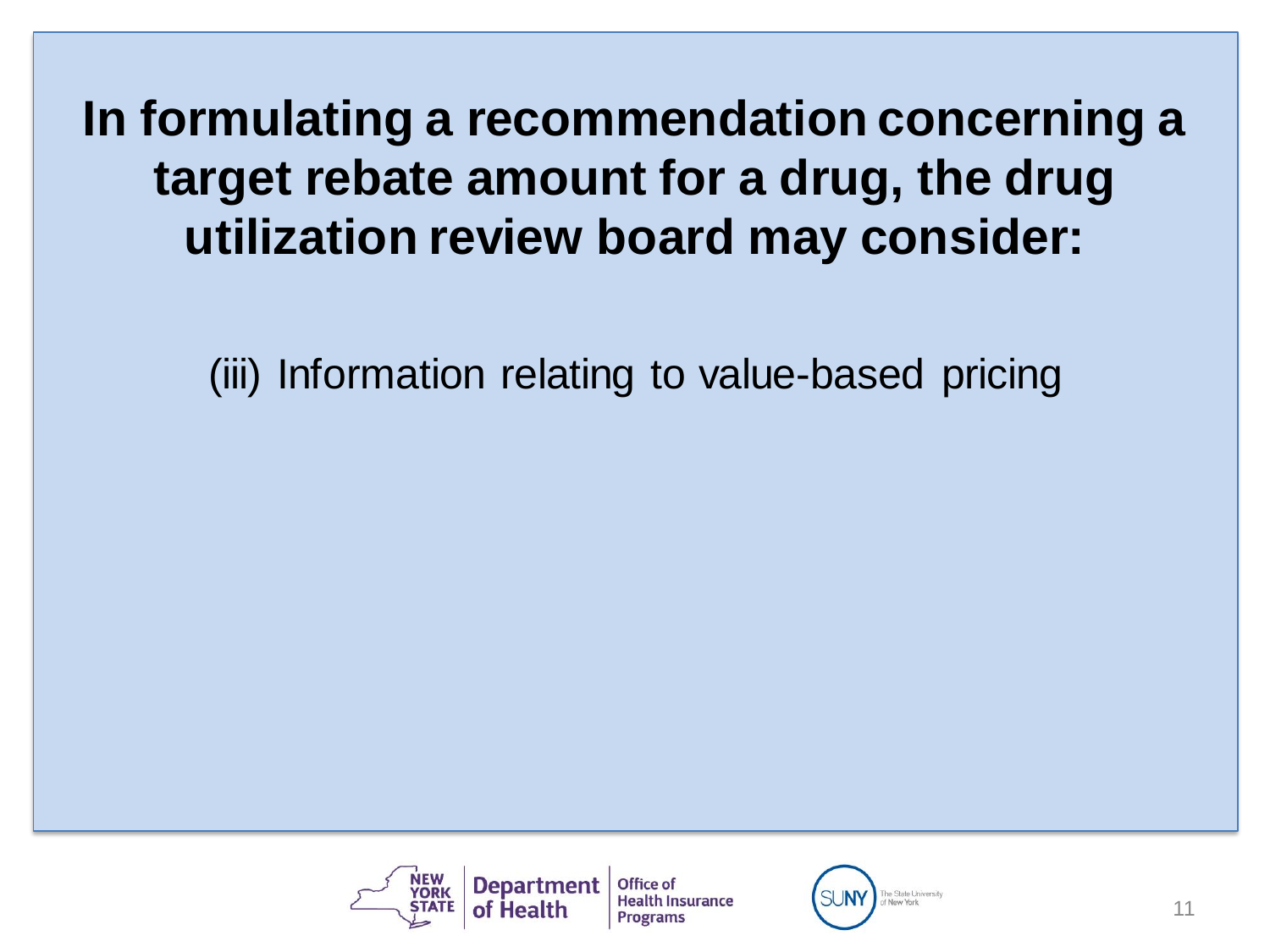# In formulating a recommendation concerning a target rebate amount for a drug, the drug utilization review board may consider:

(iii) Information relating to value-based pricing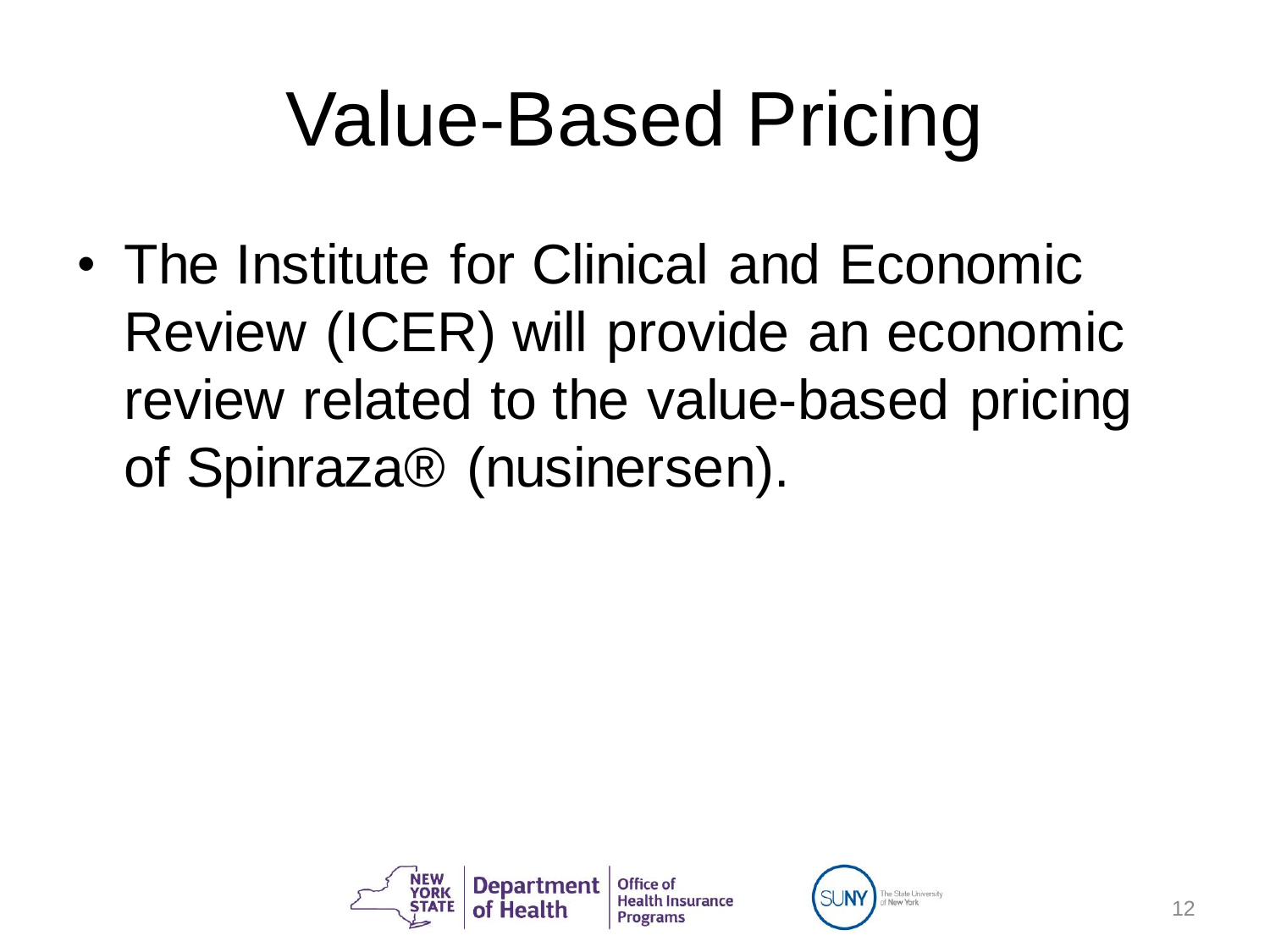# Value-Based Pricing

- The Institute for Clinical and Economic Review (ICER) will provide an economic review related to the value-based pricing of Spinraza® (nusinersen).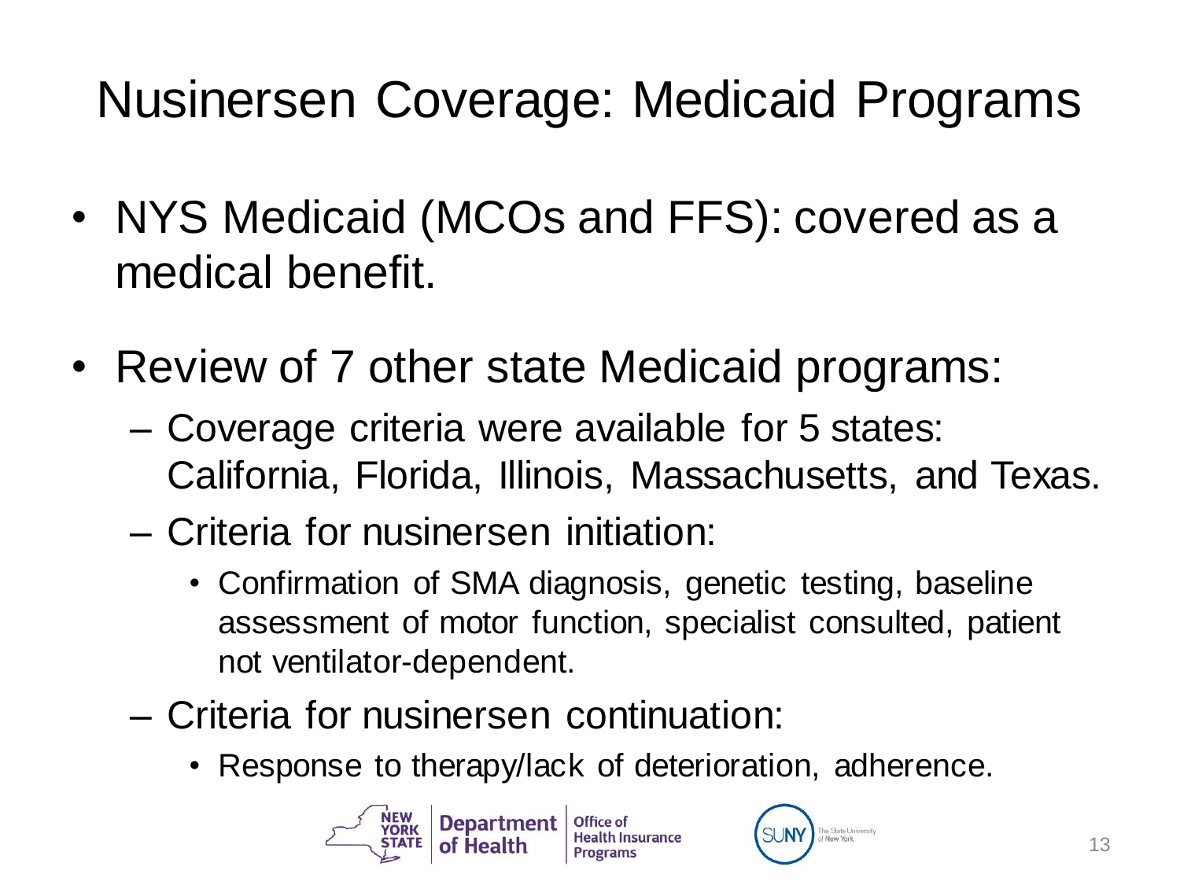# Nusinersen Coverage: Medicaid Programs

- NYS Medicaid (MCOs and FFS): covered as a medical benefit.
- Review of 7 other state Medicaid programs:
  - Coverage criteria were available for 5 states: California, Florida, Illinois, Massachusetts, and Texas.
  - Criteria for nusinersen initiation:
    - Confirmation of SMA diagnosis, genetic testing, baseline assessment of motor function, specialist consulted, patient not ventilator-dependent.
  - Criteria for nusinersen continuation:
    - Response to therapy/lack of deterioration, adherence.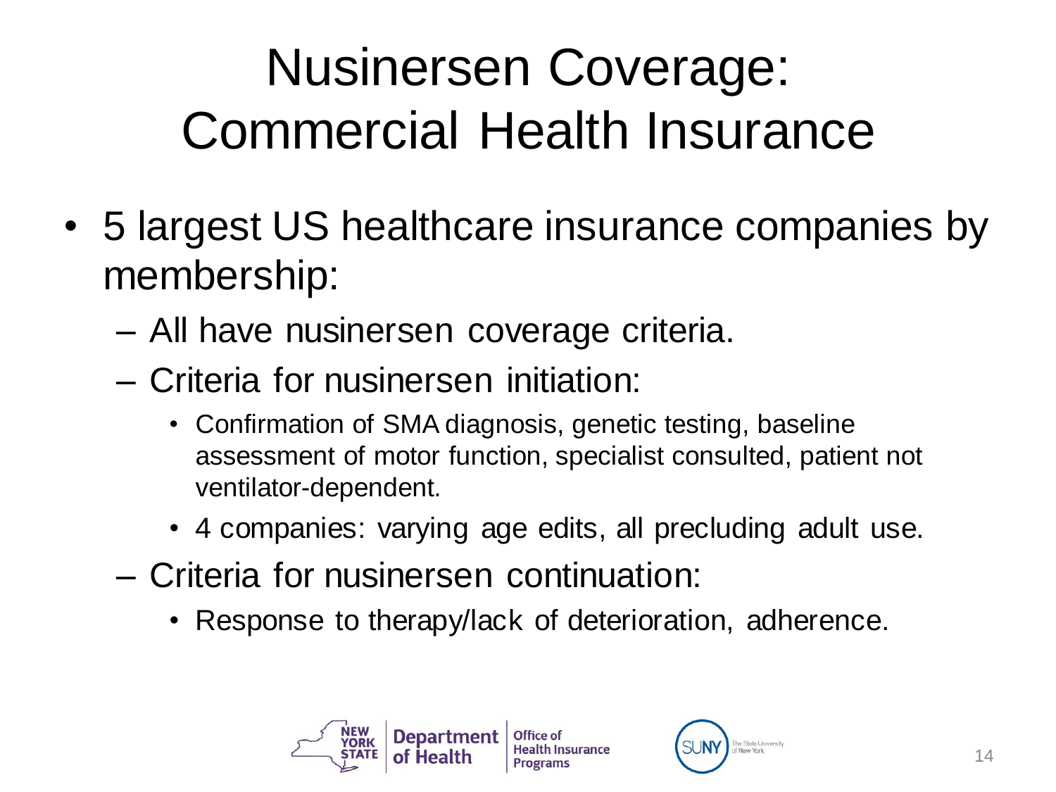# Nusinersen Coverage: Commercial Health Insurance

- 5 largest US healthcare insurance companies by membership:
  - All have nusinersen coverage criteria.
  - Criteria for nusinersen initiation:
    - Confirmation of SMA diagnosis, genetic testing, baseline assessment of motor function, specialist consulted, patient not ventilator-dependent.
    - 4 companies: varying age edits, all precluding adult use.
  - Criteria for nusinersen continuation:
    - Response to therapy/lack of deterioration, adherence.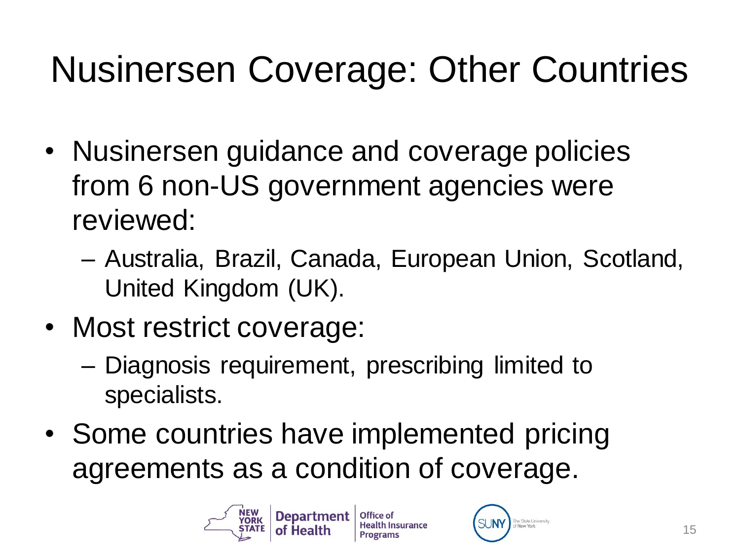# Nusinersen Coverage: Other Countries

- Nusinersen guidance and coverage policies from 6 non-US government agencies were reviewed:
  - Australia, Brazil, Canada, European Union, Scotland, United Kingdom (UK).
- Most restrict coverage:
  - Diagnosis requirement, prescribing limited to specialists.
- Some countries have implemented pricing agreements as a condition of coverage.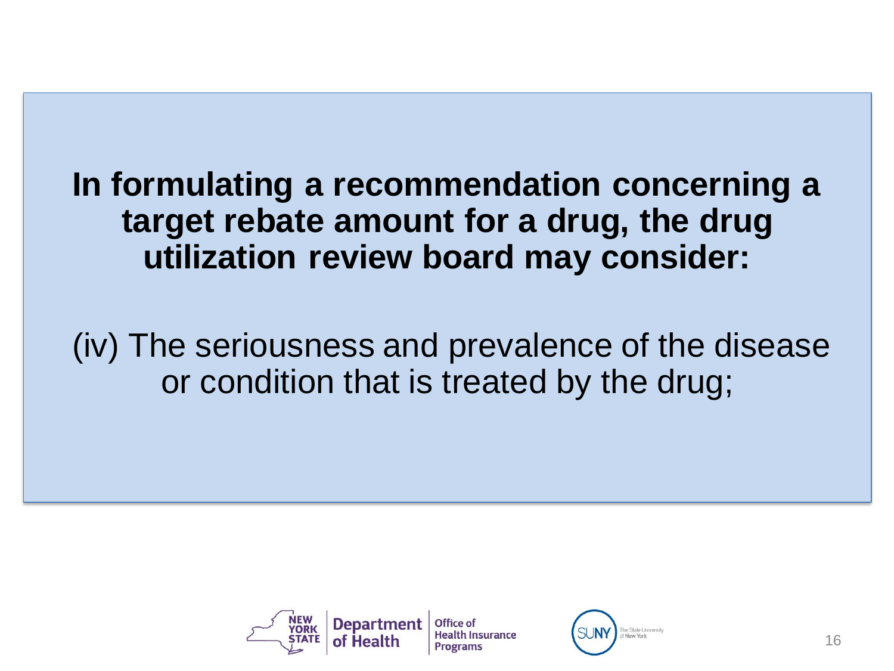**In formulating a recommendation concerning a target rebate amount for a drug, the drug utilization review board may consider:**

(iv) The seriousness and prevalence of the disease or condition that is treated by the drug;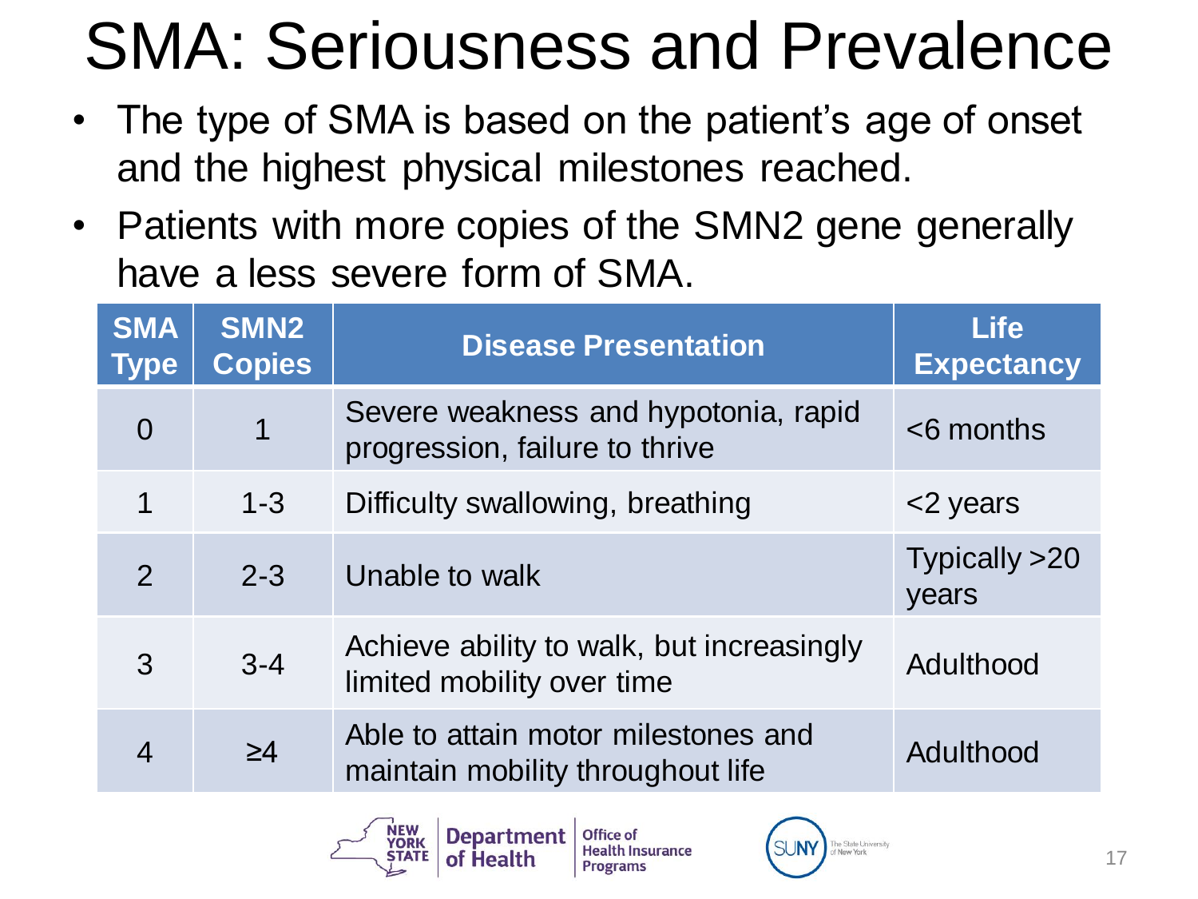# SMA: Seriousness and Prevalence

- The type of SMA is based on the patient's age of onset and the highest physical milestones reached.
- Patients with more copies of the SMN2 gene generally have a less severe form of SMA.

| SMA Type | SMN2 Copies | Disease Presentation | Life Expectancy |
|---|---|---|---|
| 0 | 1 | Severe weakness and hypotonia, rapid progression, failure to thrive | <6 months |
| 1 | 1-3 | Difficulty swallowing, breathing | <2 years |
| 2 | 2-3 | Unable to walk | Typically >20 years |
| 3 | 3-4 | Achieve ability to walk, but increasingly limited mobility over time | Adulthood |
| 4 | ≥4 | Able to attain motor milestones and maintain mobility throughout life | Adulthood |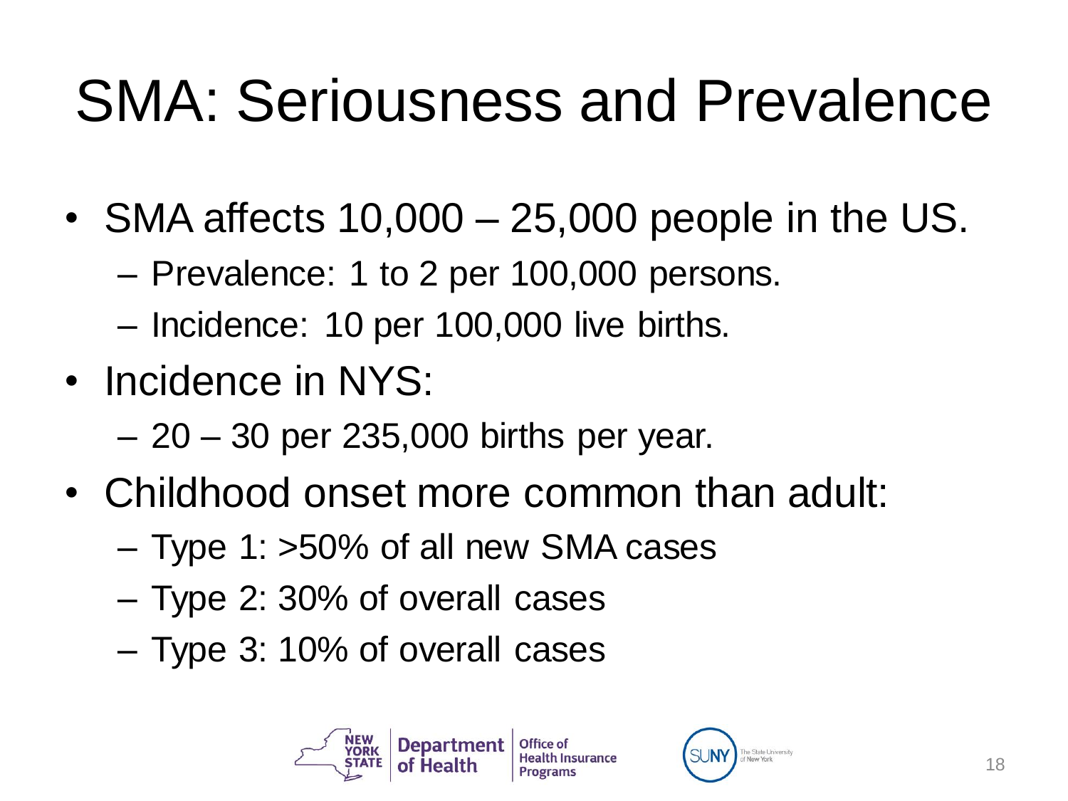# SMA: Seriousness and Prevalence

- SMA affects 10,000 – 25,000 people in the US.
  - Prevalence: 1 to 2 per 100,000 persons.
  - Incidence: 10 per 100,000 live births.
- Incidence in NYS:
  - 20 – 30 per 235,000 births per year.
- Childhood onset more common than adult:
  - Type 1: >50% of all new SMA cases
  - Type 2: 30% of overall cases
  - Type 3: 10% of overall cases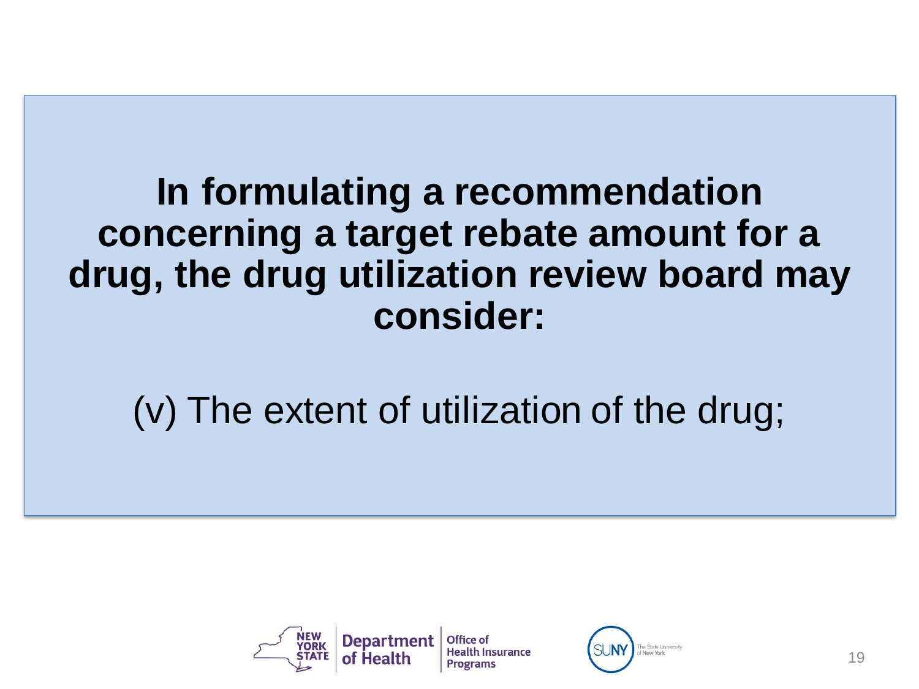**In formulating a recommendation concerning a target rebate amount for a drug, the drug utilization review board may consider:**

(v) The extent of utilization of the drug;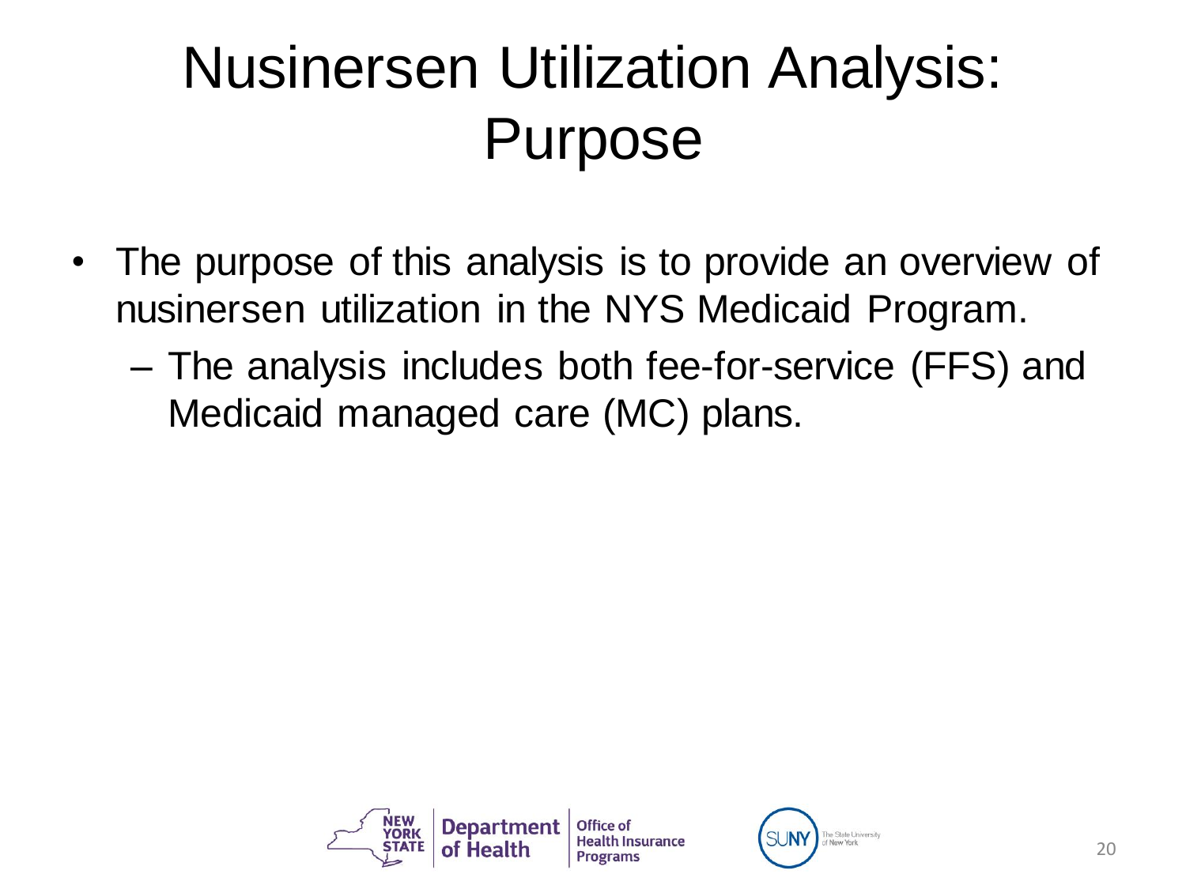# Nusinersen Utilization Analysis: Purpose

- The purpose of this analysis is to provide an overview of nusinersen utilization in the NYS Medicaid Program.
  - The analysis includes both fee-for-service (FFS) and Medicaid managed care (MC) plans.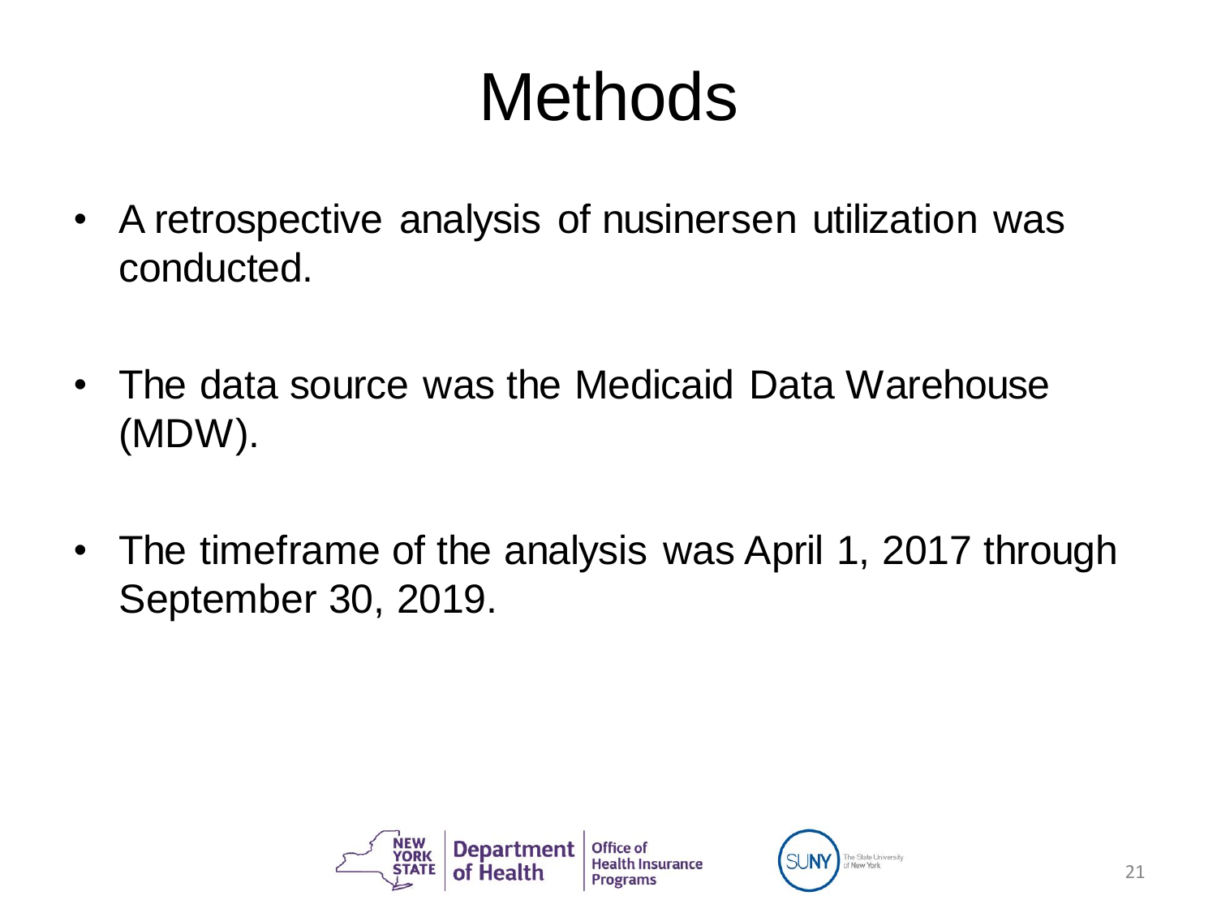# Methods

- A retrospective analysis of nusinersen utilization was conducted.
- The data source was the Medicaid Data Warehouse (MDW).
- The timeframe of the analysis was April 1, 2017 through September 30, 2019.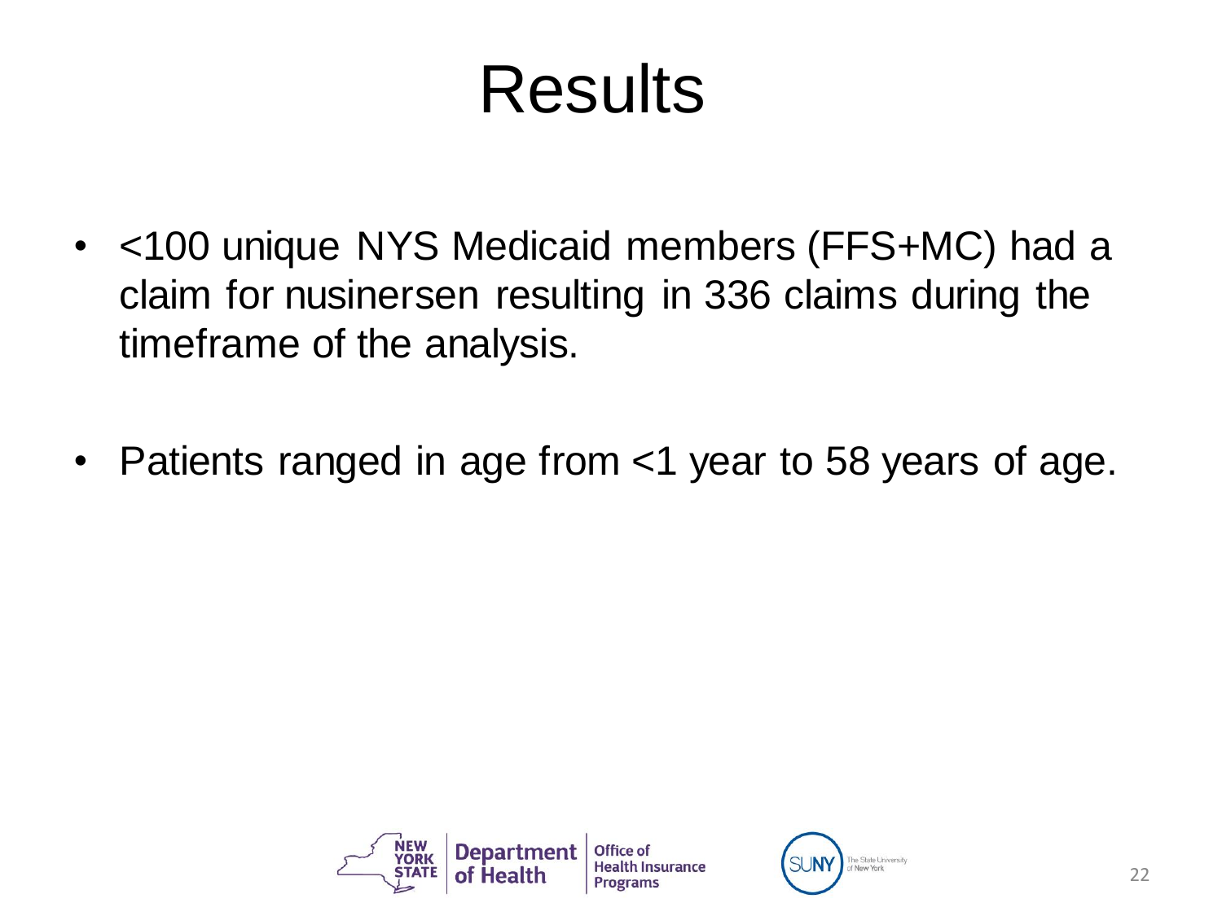# Results

- <100 unique NYS Medicaid members (FFS+MC) had a claim for nusinersen resulting in 336 claims during the timeframe of the analysis.
- Patients ranged in age from <1 year to 58 years of age.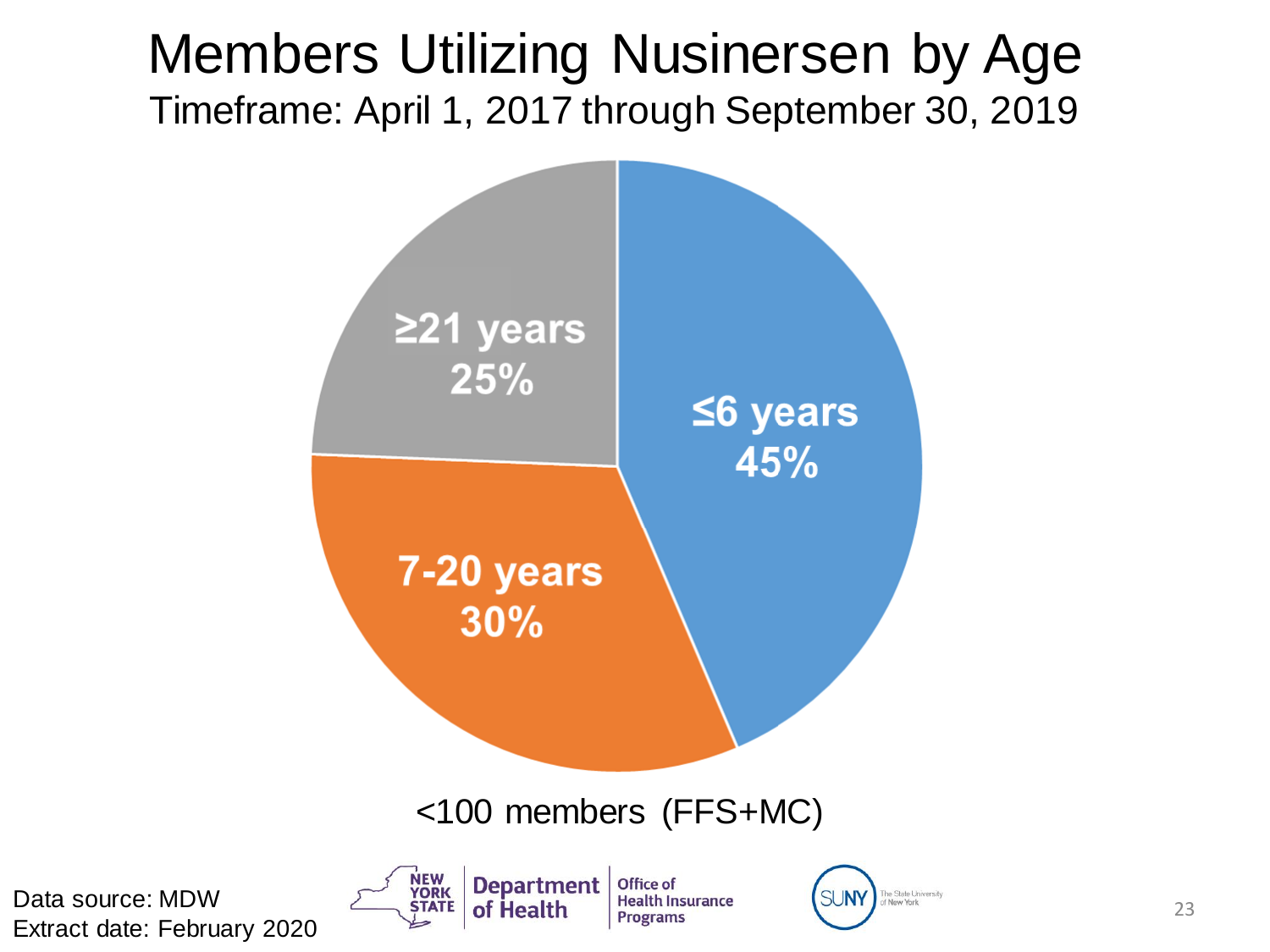# Members Utilizing Nusinersen by Age

Timeframe: April 1, 2017 through September 30, 2019

≤6 years 45%

7-20 years 30%

≥21 years 25%

<100 members (FFS+MC)

Data source: MDW
Extract date: February 2020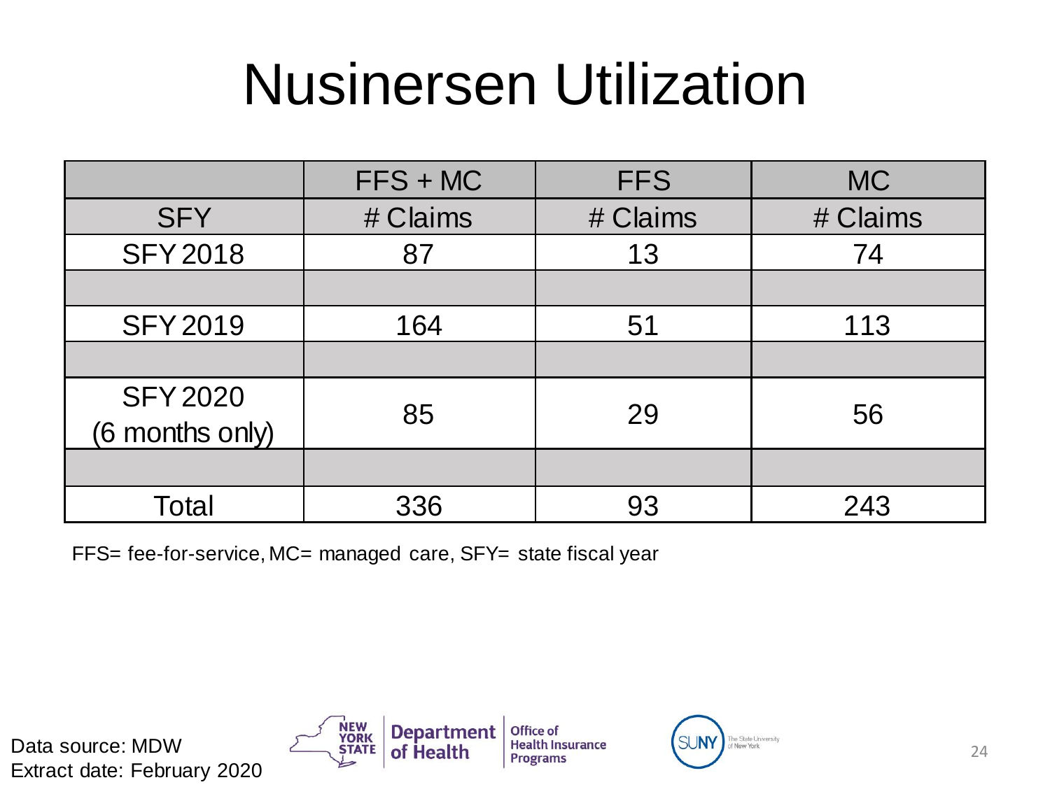# Nusinersen Utilization

| | FFS + MC | FFS | MC |
|---|---|---|---|
| SFY | # Claims | # Claims | # Claims |
| SFY 2018 | 87 | 13 | 74 |
| | | | |
| SFY 2019 | 164 | 51 | 113 |
| | | | |
| SFY 2020 (6 months only) | 85 | 29 | 56 |
| | | | |
| Total | 336 | 93 | 243 |

FFS= fee-for-service, MC= managed care, SFY= state fiscal year

Data source: MDW
Extract date: February 2020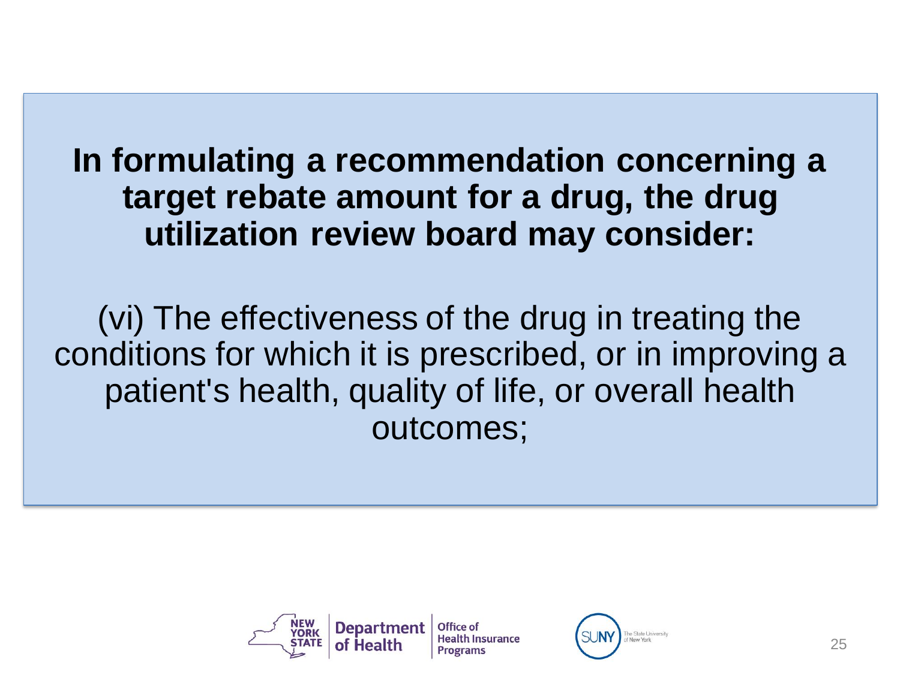**In formulating a recommendation concerning a target rebate amount for a drug, the drug utilization review board may consider:**

(vi) The effectiveness of the drug in treating the conditions for which it is prescribed, or in improving a patient's health, quality of life, or overall health outcomes;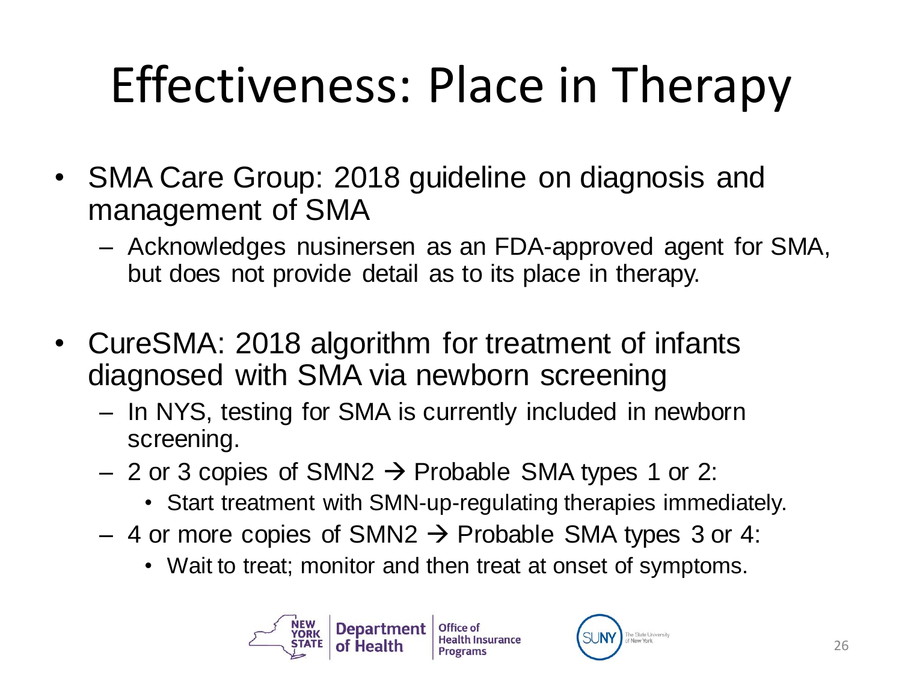# Effectiveness: Place in Therapy

- SMA Care Group: 2018 guideline on diagnosis and management of SMA
  - Acknowledges nusinersen as an FDA-approved agent for SMA, but does not provide detail as to its place in therapy.
- CureSMA: 2018 algorithm for treatment of infants diagnosed with SMA via newborn screening
  - In NYS, testing for SMA is currently included in newborn screening.
  - 2 or 3 copies of SMN2 → Probable SMA types 1 or 2:
    - Start treatment with SMN-up-regulating therapies immediately.
  - 4 or more copies of SMN2 → Probable SMA types 3 or 4:
    - Wait to treat; monitor and then treat at onset of symptoms.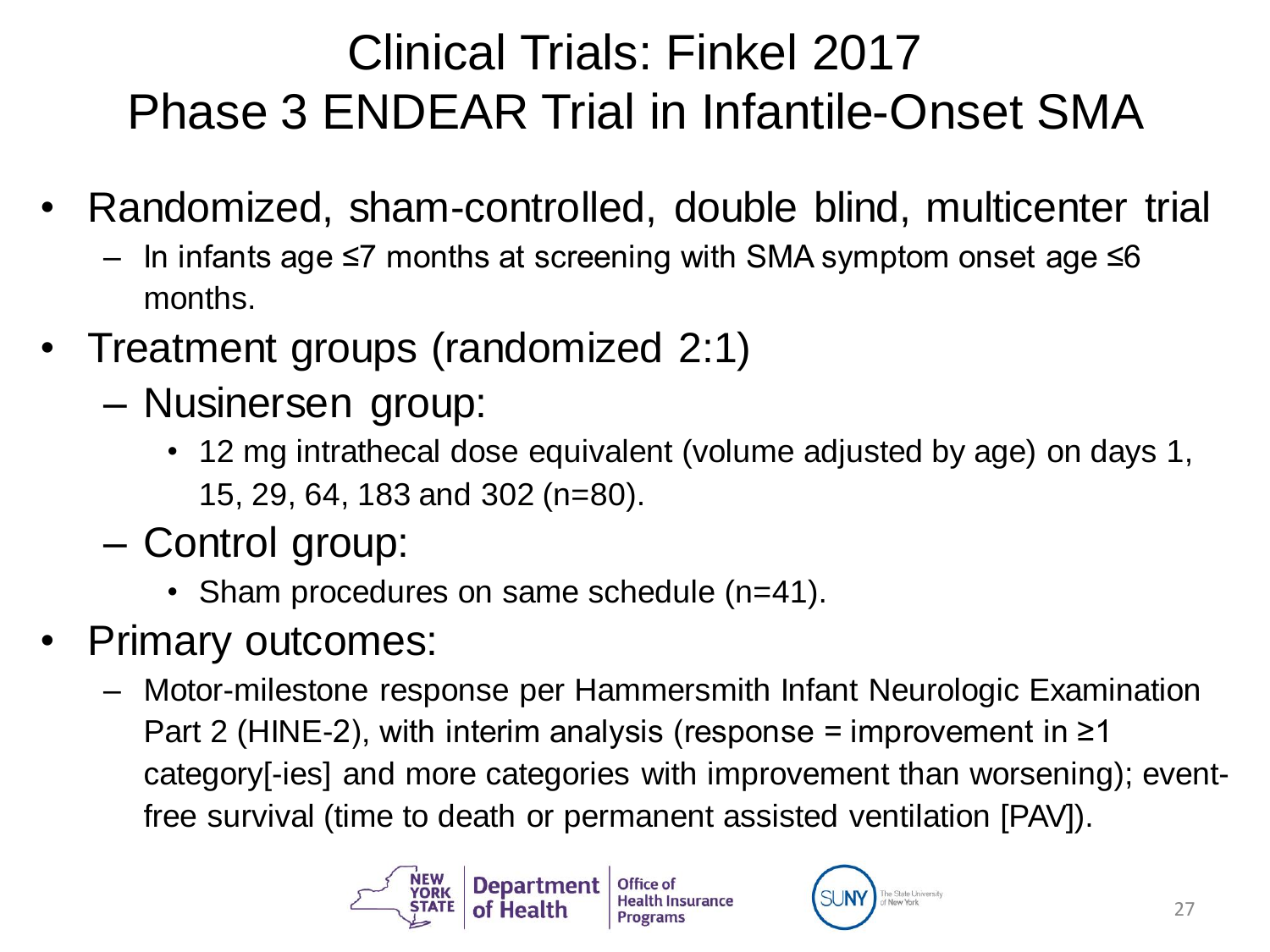# Clinical Trials: Finkel 2017
# Phase 3 ENDEAR Trial in Infantile-Onset SMA

- Randomized, sham-controlled, double blind, multicenter trial
  - In infants age ≤7 months at screening with SMA symptom onset age ≤6 months.
- Treatment groups (randomized 2:1)
  - Nusinersen group:
    - 12 mg intrathecal dose equivalent (volume adjusted by age) on days 1, 15, 29, 64, 183 and 302 (n=80).
  - Control group:
    - Sham procedures on same schedule (n=41).
- Primary outcomes:
  - Motor-milestone response per Hammersmith Infant Neurologic Examination Part 2 (HINE-2), with interim analysis (response = improvement in ≥1 category[-ies] and more categories with improvement than worsening); event-free survival (time to death or permanent assisted ventilation [PAV]).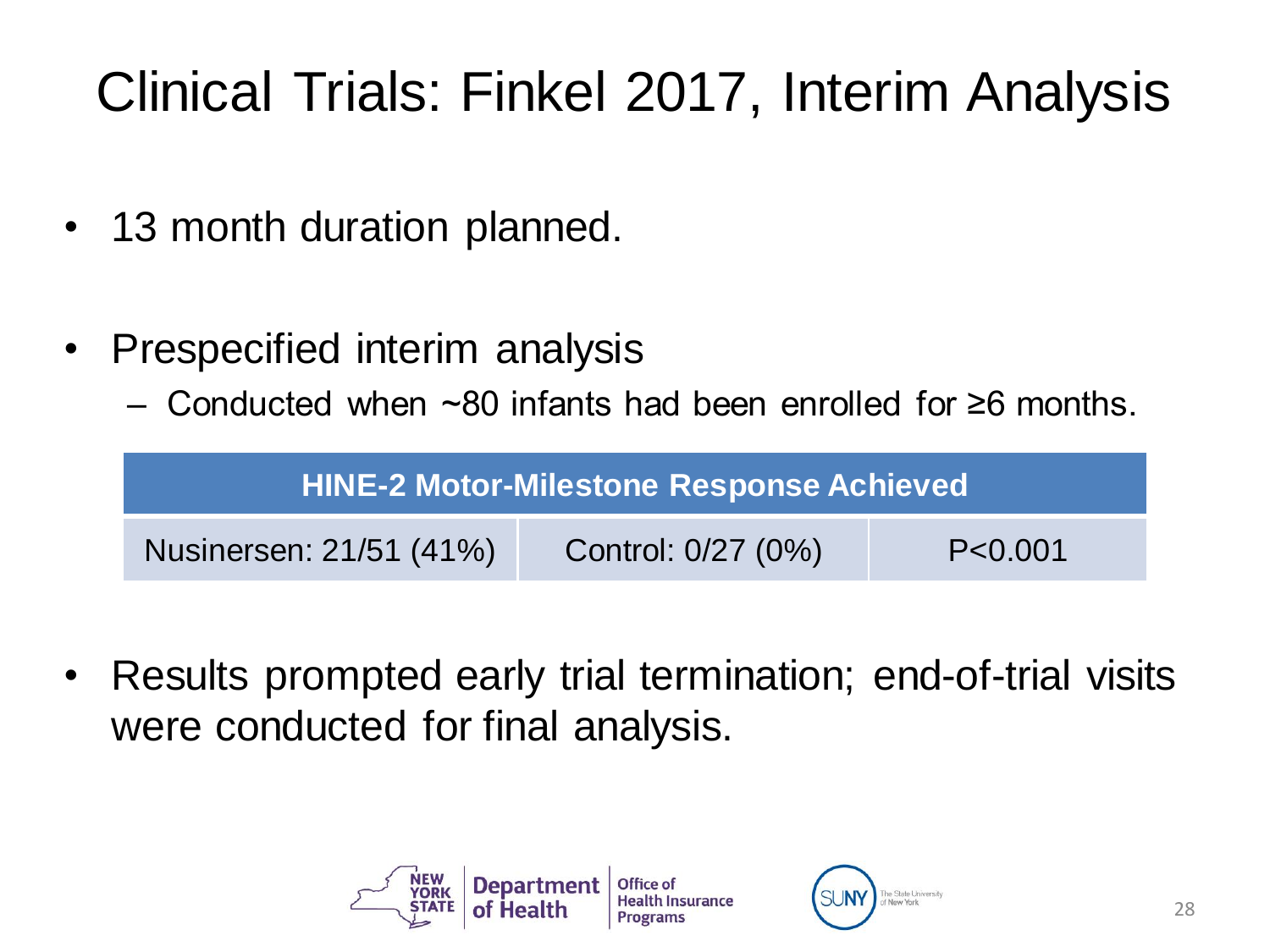# Clinical Trials: Finkel 2017, Interim Analysis

- 13 month duration planned.
- Prespecified interim analysis
  - Conducted when ~80 infants had been enrolled for ≥6 months.

| HINE-2 Motor-Milestone Response Achieved | | |
|---|---|---|
| Nusinersen: 21/51 (41%) | Control: 0/27 (0%) | $P<0.001$ |

- Results prompted early trial termination; end-of-trial visits were conducted for final analysis.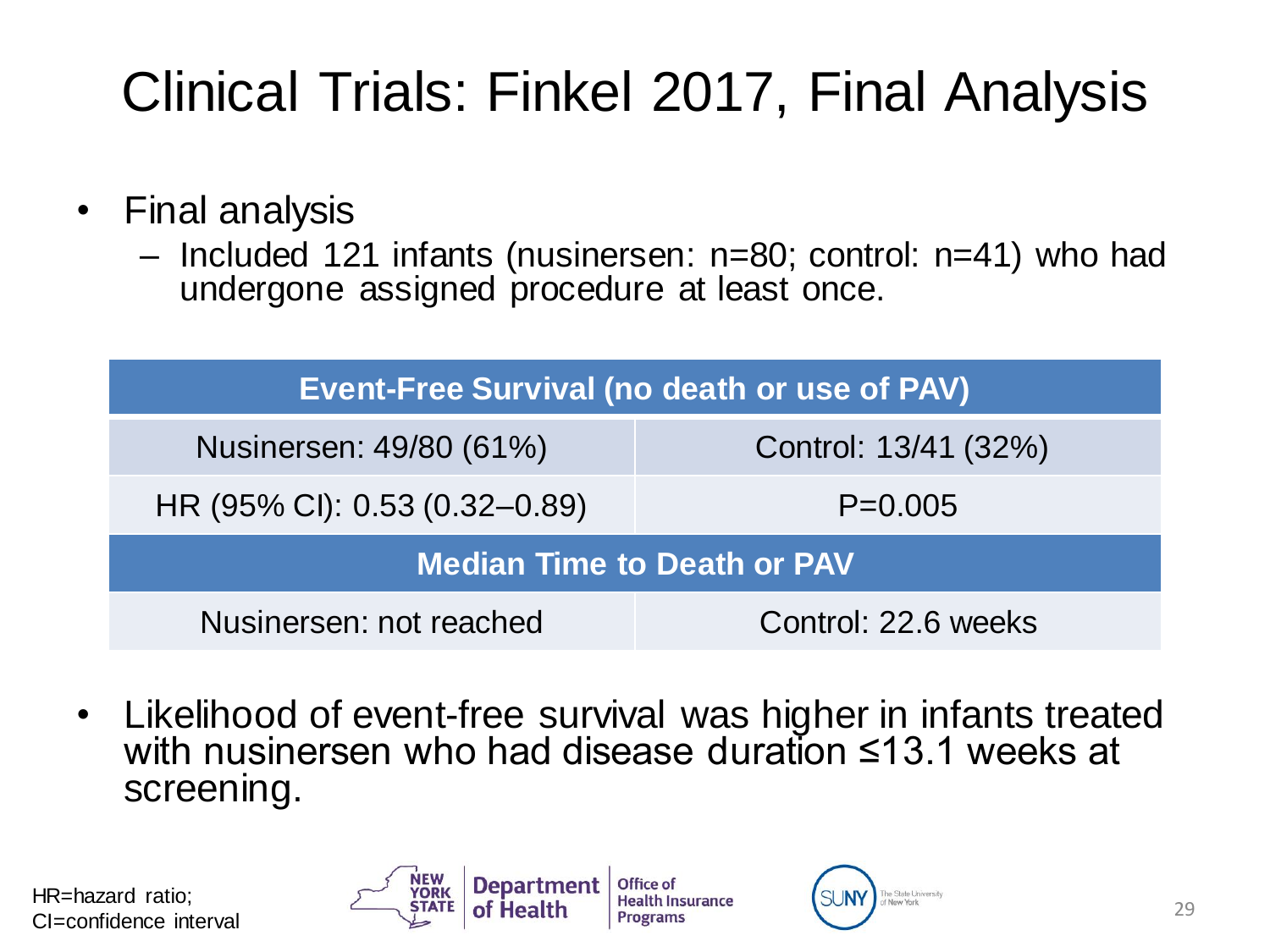# Clinical Trials: Finkel 2017, Final Analysis

- Final analysis
  - Included 121 infants (nusinersen: n=80; control: n=41) who had undergone assigned procedure at least once.

| Event-Free Survival (no death or use of PAV) | |
|---|---|
| Nusinersen: 49/80 (61%) | Control: 13/41 (32%) |
| HR (95% CI): 0.53 (0.32–0.89) | P=0.005 |
| **Median Time to Death or PAV** | |
| Nusinersen: not reached | Control: 22.6 weeks |

- Likelihood of event-free survival was higher in infants treated with nusinersen who had disease duration ≤13.1 weeks at screening.

HR=hazard ratio;
CI=confidence interval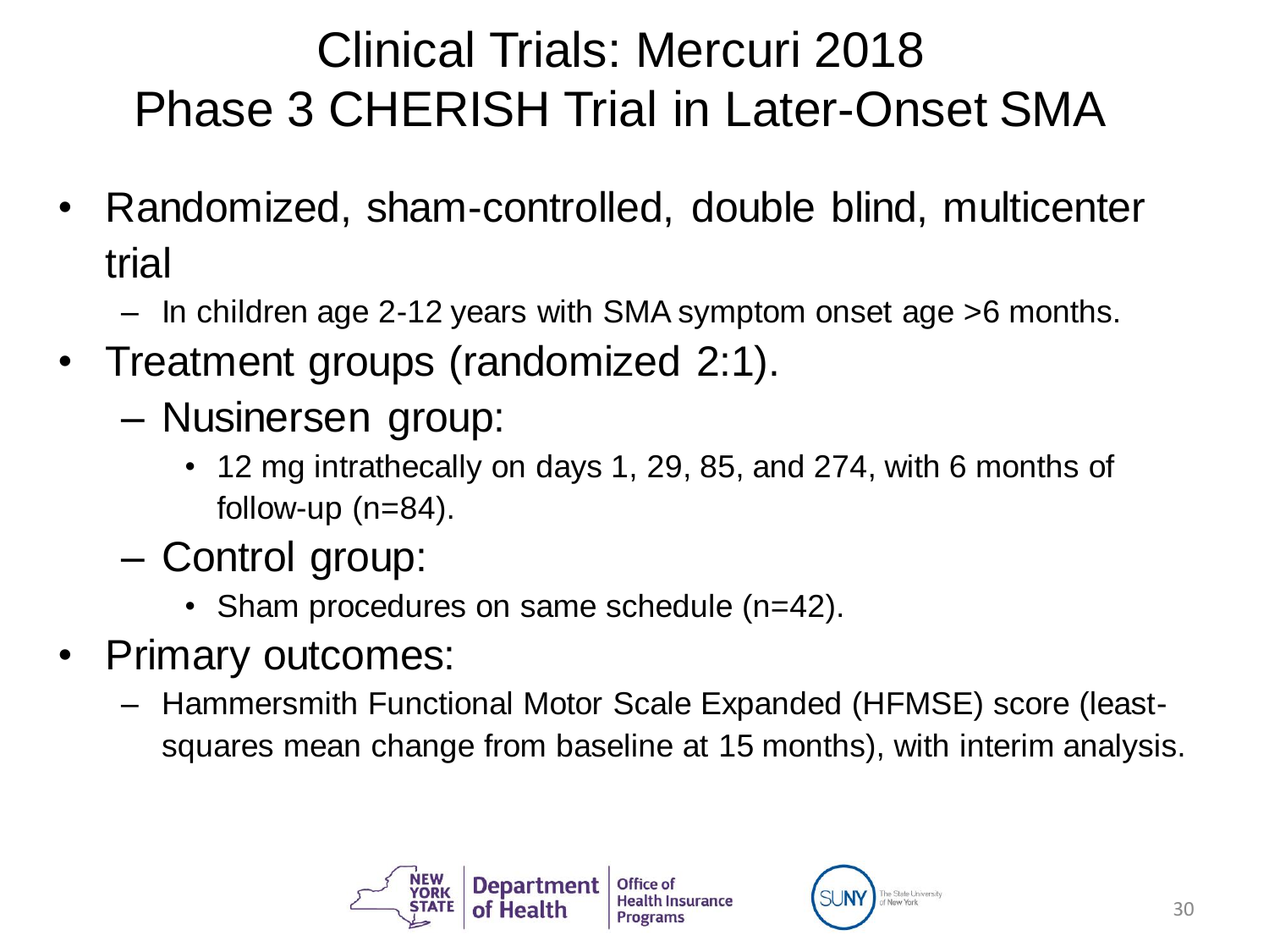# Clinical Trials: Mercuri 2018
# Phase 3 CHERISH Trial in Later-Onset SMA

- Randomized, sham-controlled, double blind, multicenter trial
  - In children age 2-12 years with SMA symptom onset age >6 months.
- Treatment groups (randomized 2:1).
  - Nusinersen group:
    - 12 mg intrathecally on days 1, 29, 85, and 274, with 6 months of follow-up (n=84).
  - Control group:
    - Sham procedures on same schedule (n=42).
- Primary outcomes:
  - Hammersmith Functional Motor Scale Expanded (HFMSE) score (least-squares mean change from baseline at 15 months), with interim analysis.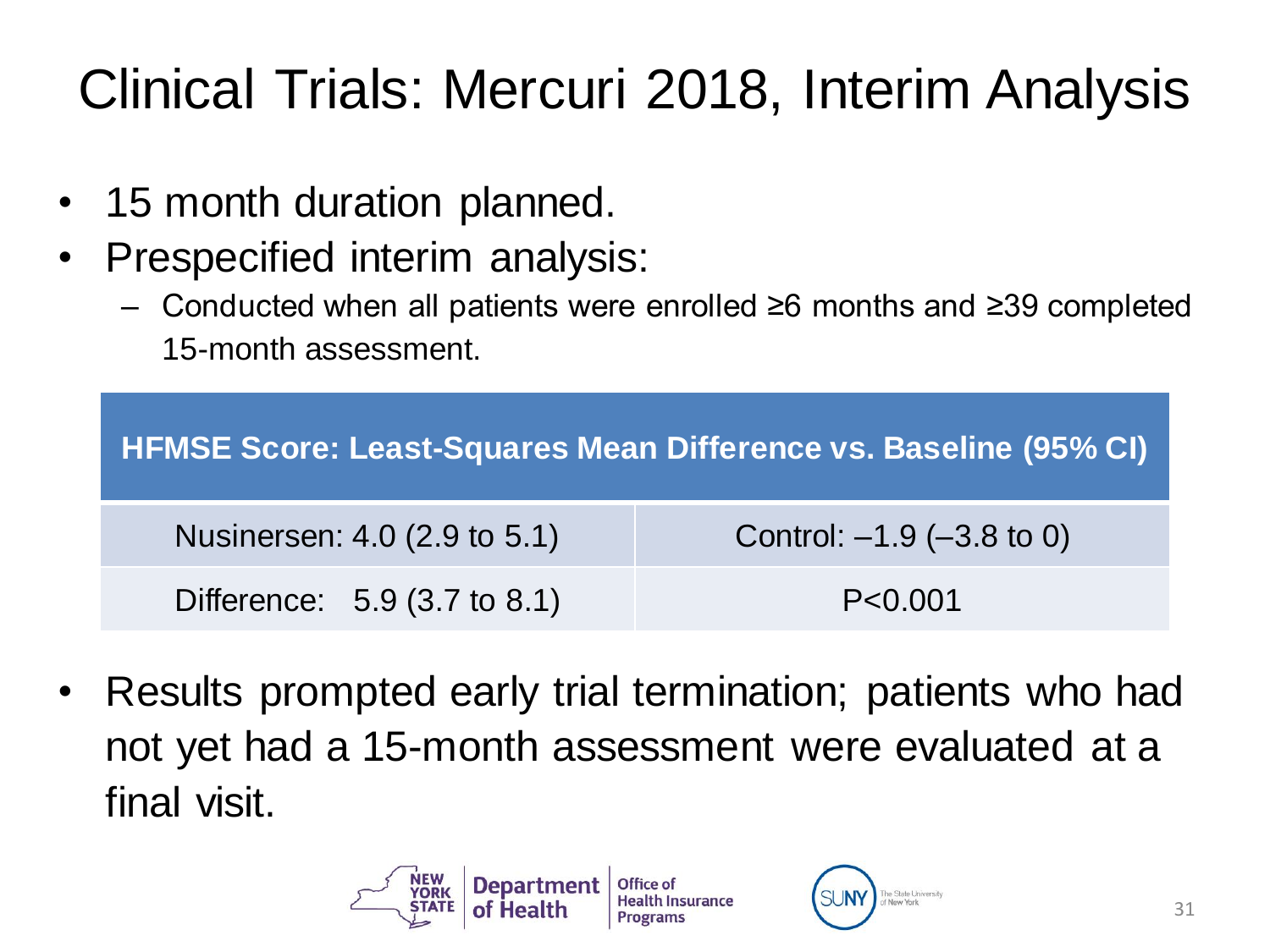# Clinical Trials: Mercuri 2018, Interim Analysis

- 15 month duration planned.
- Prespecified interim analysis:
  - Conducted when all patients were enrolled ≥6 months and ≥39 completed 15-month assessment.

| HFMSE Score: Least-Squares Mean Difference vs. Baseline (95% CI) | |
|---|---|
| Nusinersen: 4.0 (2.9 to 5.1) | Control: –1.9 (–3.8 to 0) |
| Difference: 5.9 (3.7 to 8.1) | P<0.001 |

- Results prompted early trial termination; patients who had not yet had a 15-month assessment were evaluated at a final visit.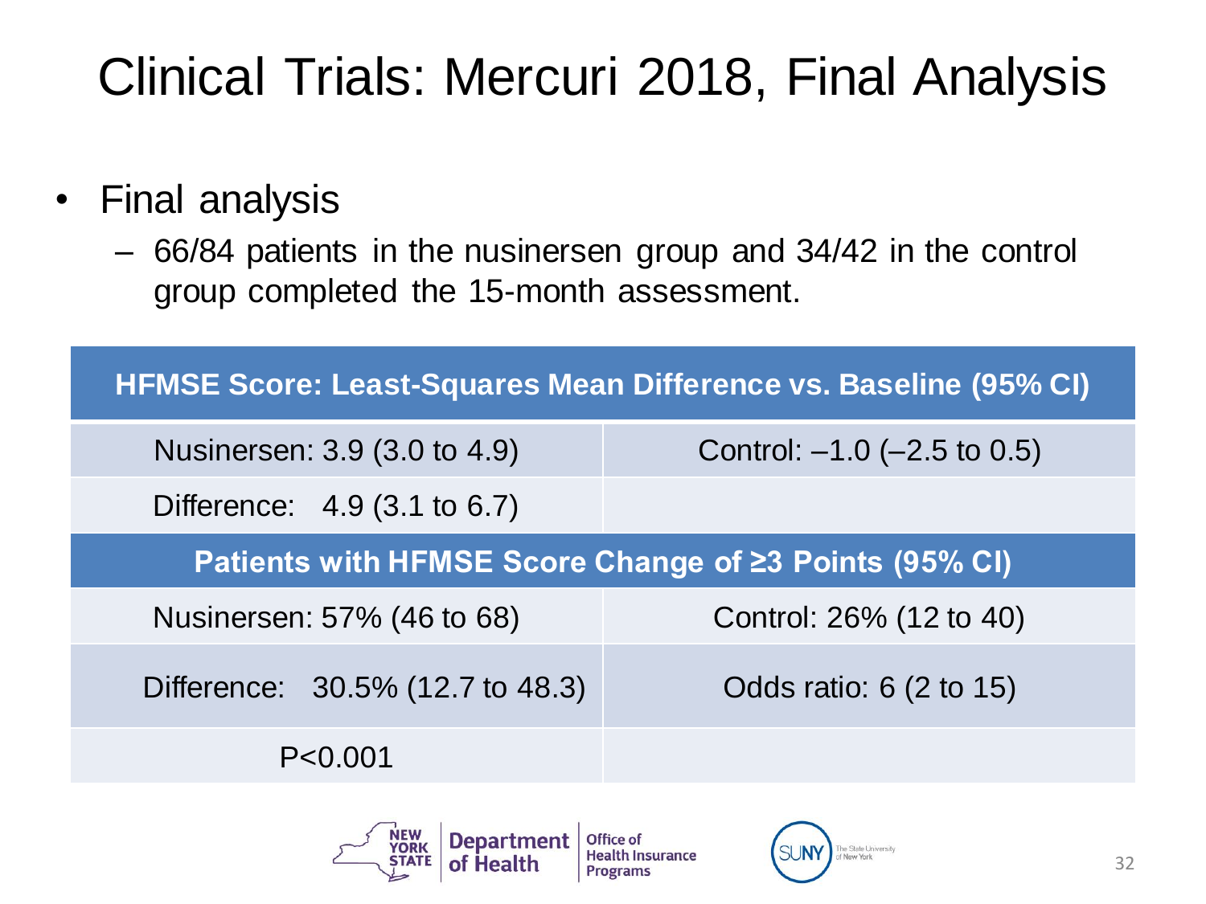# Clinical Trials: Mercuri 2018, Final Analysis

- Final analysis
  - 66/84 patients in the nusinersen group and 34/42 in the control group completed the 15-month assessment.

| HFMSE Score: Least-Squares Mean Difference vs. Baseline (95% CI) | |
|---|---|
| Nusinersen: 3.9 (3.0 to 4.9) | Control: –1.0 (–2.5 to 0.5) |
| Difference: 4.9 (3.1 to 6.7) | |
| **Patients with HFMSE Score Change of ≥3 Points (95% CI)** | |
| Nusinersen: 57% (46 to 68) | Control: 26% (12 to 40) |
| Difference: 30.5% (12.7 to 48.3) | Odds ratio: 6 (2 to 15) |
| P<0.001 | |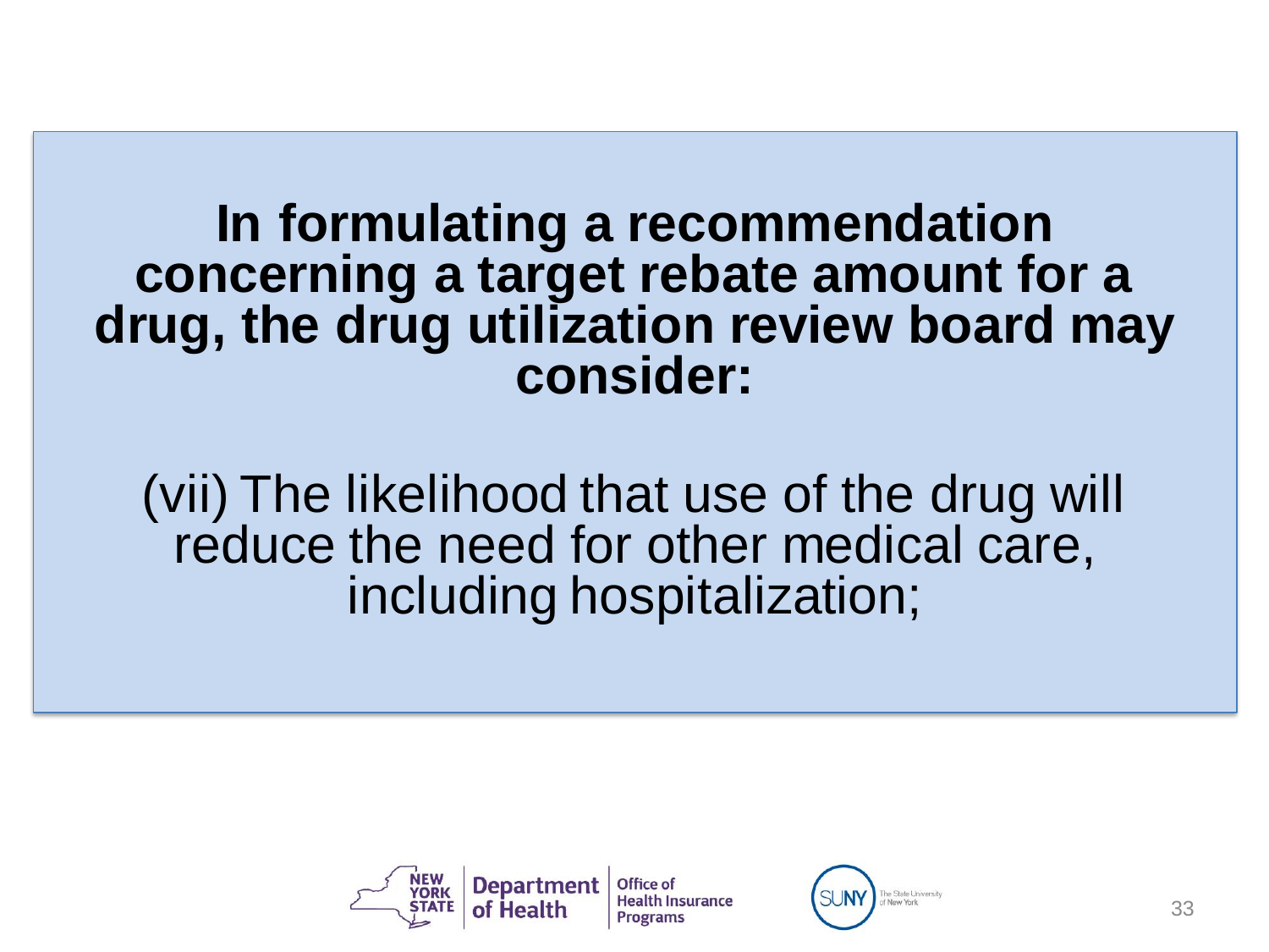**In formulating a recommendation concerning a target rebate amount for a drug, the drug utilization review board may consider:**

(vii) The likelihood that use of the drug will reduce the need for other medical care, including hospitalization;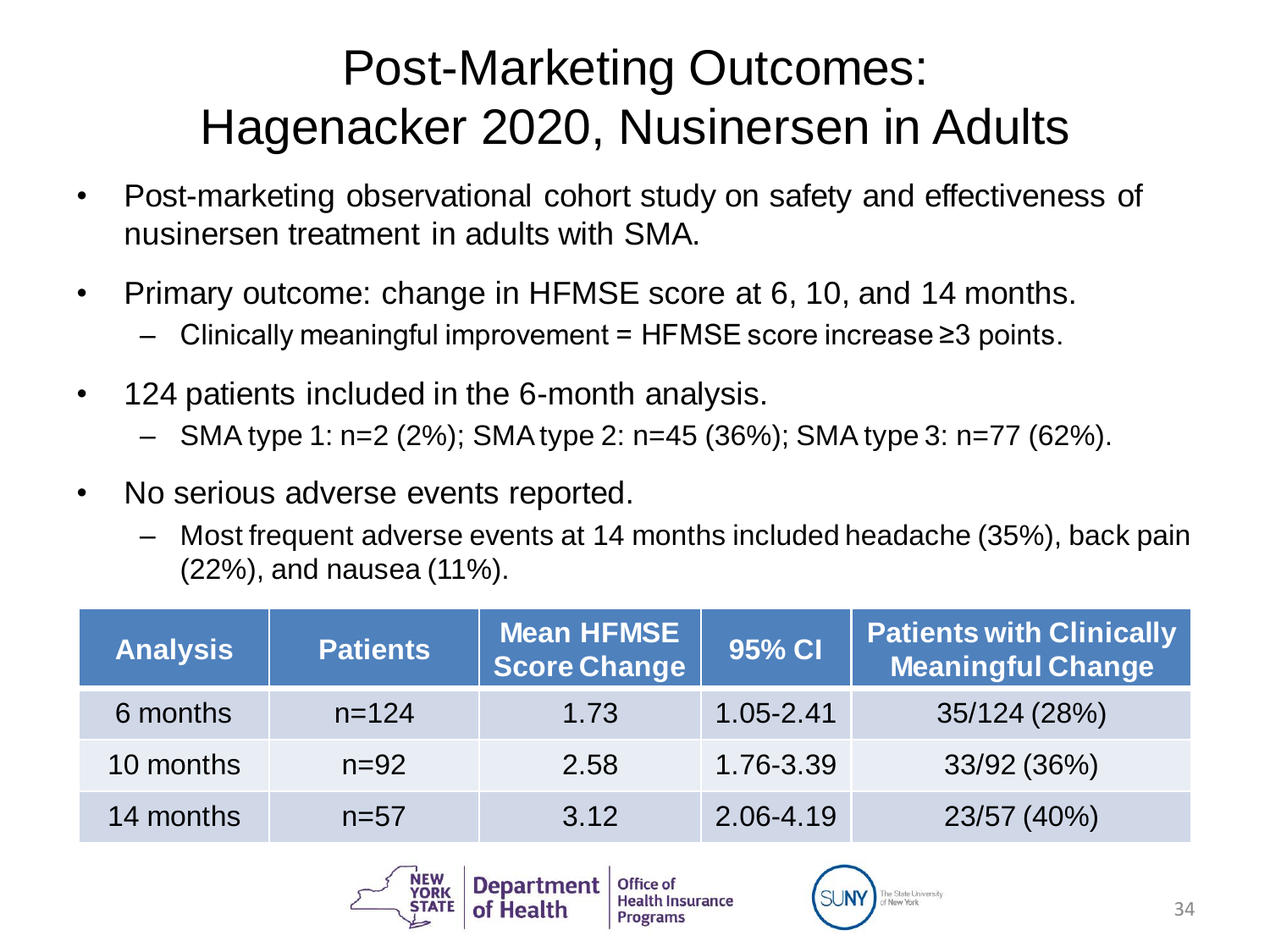# Post-Marketing Outcomes: Hagenacker 2020, Nusinersen in Adults

- Post-marketing observational cohort study on safety and effectiveness of nusinersen treatment in adults with SMA.
- Primary outcome: change in HFMSE score at 6, 10, and 14 months.
  - Clinically meaningful improvement = HFMSE score increase ≥3 points.
- 124 patients included in the 6-month analysis.
  - SMA type 1: n=2 (2%); SMA type 2: n=45 (36%); SMA type 3: n=77 (62%).
- No serious adverse events reported.
  - Most frequent adverse events at 14 months included headache (35%), back pain (22%), and nausea (11%).

| Analysis | Patients | Mean HFMSE Score Change | 95% CI | Patients with Clinically Meaningful Change |
|---|---|---|---|---|
| 6 months | n=124 | 1.73 | 1.05-2.41 | 35/124 (28%) |
| 10 months | n=92 | 2.58 | 1.76-3.39 | 33/92 (36%) |
| 14 months | n=57 | 3.12 | 2.06-4.19 | 23/57 (40%) |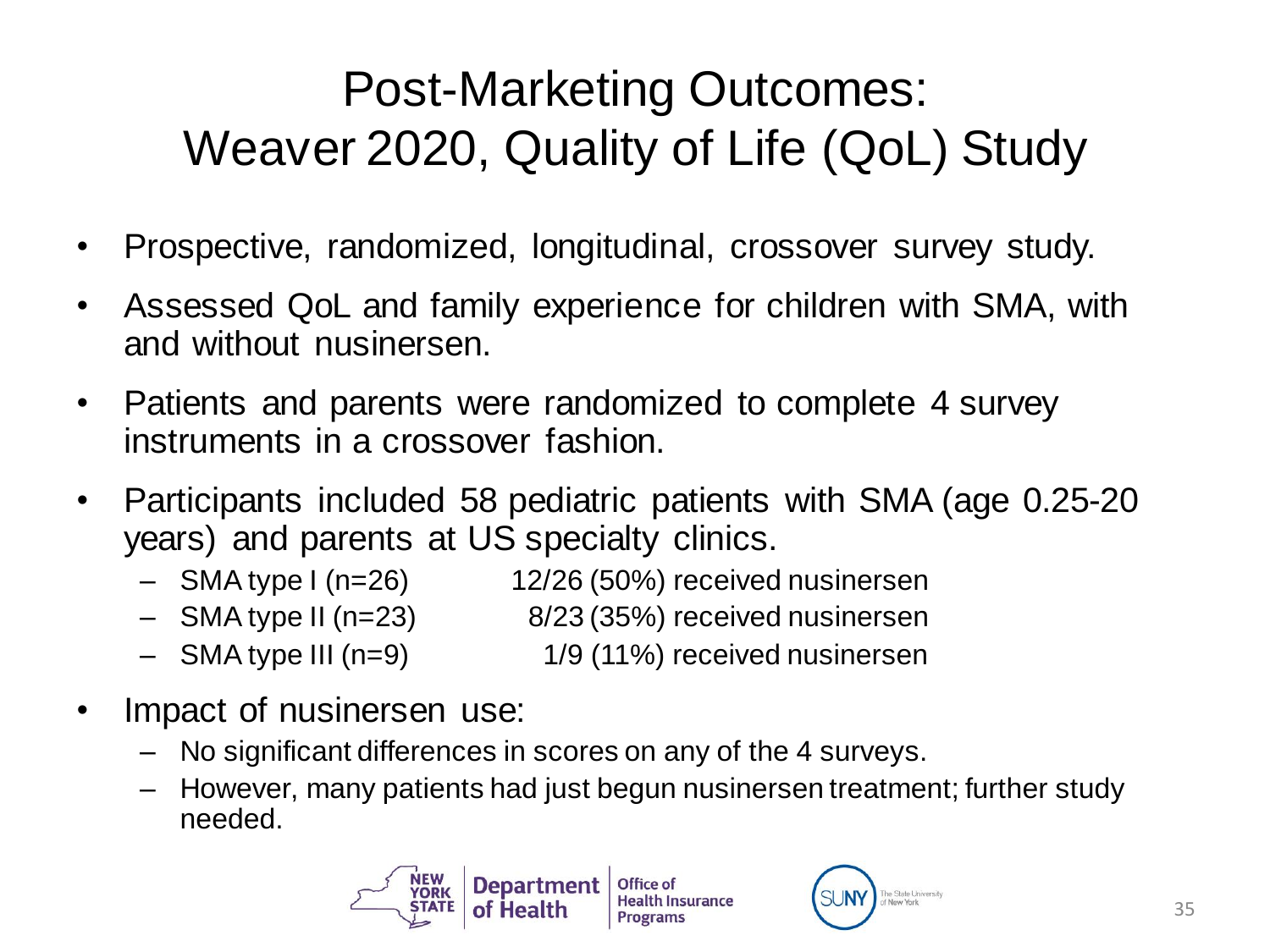# Post-Marketing Outcomes: Weaver 2020, Quality of Life (QoL) Study

- Prospective, randomized, longitudinal, crossover survey study.
- Assessed QoL and family experience for children with SMA, with and without nusinersen.
- Patients and parents were randomized to complete 4 survey instruments in a crossover fashion.
- Participants included 58 pediatric patients with SMA (age 0.25-20 years) and parents at US specialty clinics.
  - SMA type I (n=26) — 12/26 (50%) received nusinersen
  - SMA type II (n=23) — 8/23 (35%) received nusinersen
  - SMA type III (n=9) — 1/9 (11%) received nusinersen
- Impact of nusinersen use:
  - No significant differences in scores on any of the 4 surveys.
  - However, many patients had just begun nusinersen treatment; further study needed.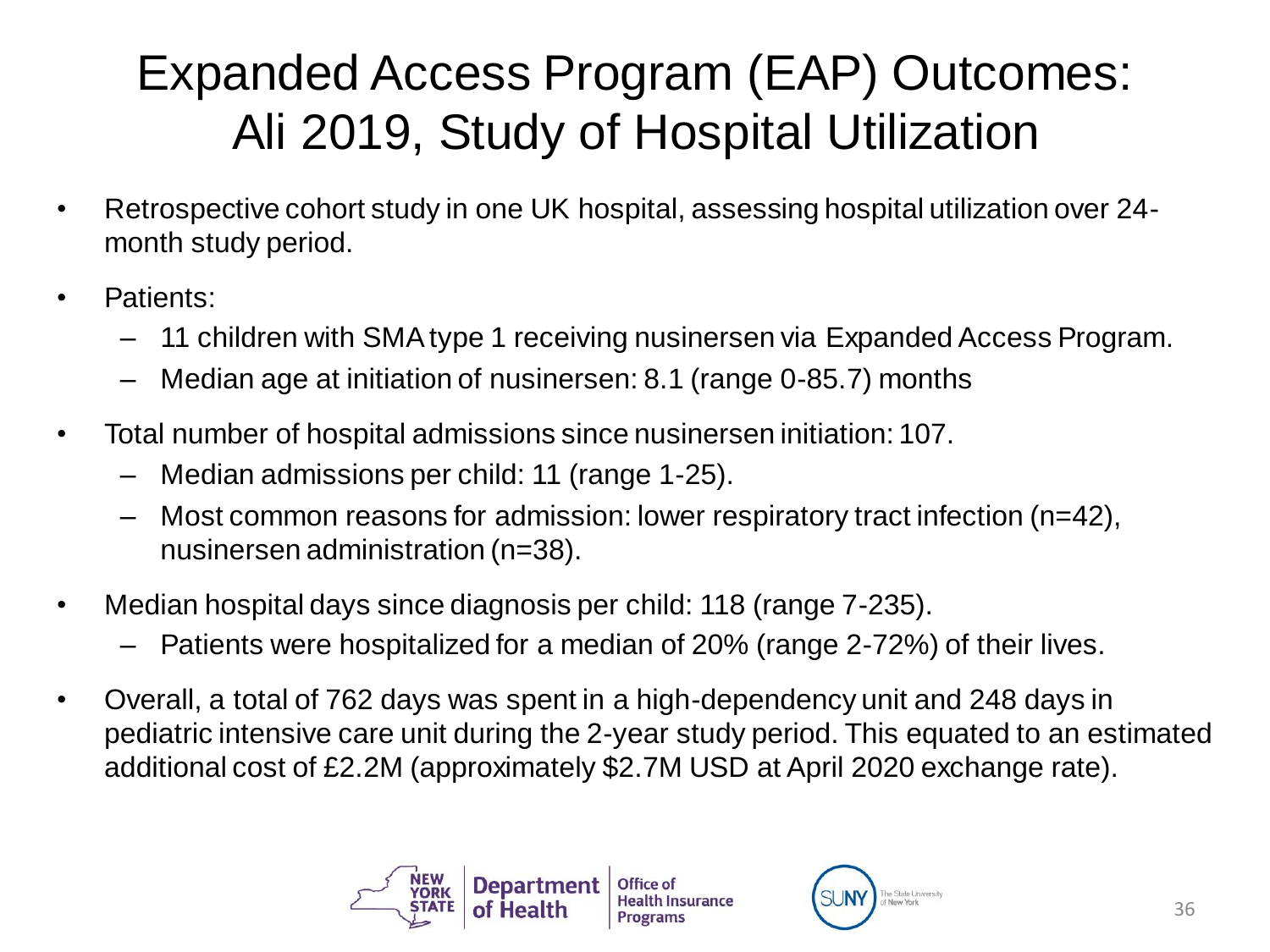# Expanded Access Program (EAP) Outcomes: Ali 2019, Study of Hospital Utilization

- Retrospective cohort study in one UK hospital, assessing hospital utilization over 24-month study period.
- Patients:
  - 11 children with SMA type 1 receiving nusinersen via Expanded Access Program.
  - Median age at initiation of nusinersen: 8.1 (range 0-85.7) months
- Total number of hospital admissions since nusinersen initiation: 107.
  - Median admissions per child: 11 (range 1-25).
  - Most common reasons for admission: lower respiratory tract infection (n=42), nusinersen administration (n=38).
- Median hospital days since diagnosis per child: 118 (range 7-235).
  - Patients were hospitalized for a median of 20% (range 2-72%) of their lives.
- Overall, a total of 762 days was spent in a high-dependency unit and 248 days in pediatric intensive care unit during the 2-year study period. This equated to an estimated additional cost of £2.2M (approximately $2.7M USD at April 2020 exchange rate).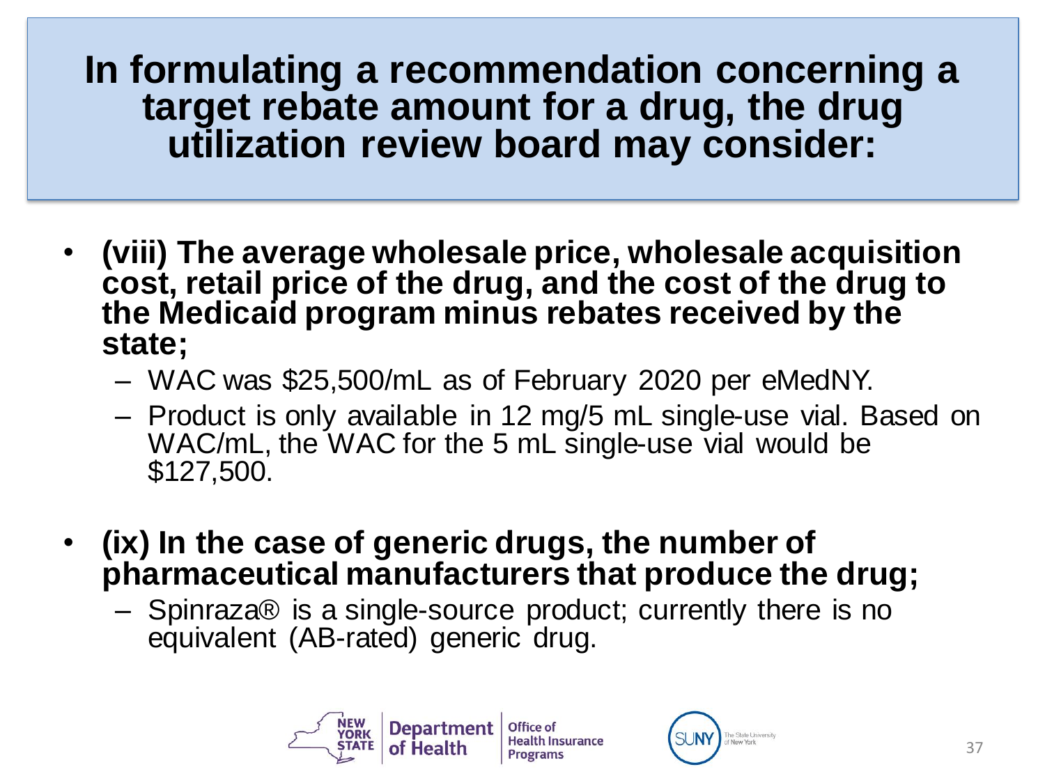# In formulating a recommendation concerning a target rebate amount for a drug, the drug utilization review board may consider:

- **(viii) The average wholesale price, wholesale acquisition cost, retail price of the drug, and the cost of the drug to the Medicaid program minus rebates received by the state;**
  - WAC was $25,500/mL as of February 2020 per eMedNY.
  - Product is only available in 12 mg/5 mL single-use vial. Based on WAC/mL, the WAC for the 5 mL single-use vial would be $127,500.
- **(ix) In the case of generic drugs, the number of pharmaceutical manufacturers that produce the drug;**
  - Spinraza® is a single-source product; currently there is no equivalent (AB-rated) generic drug.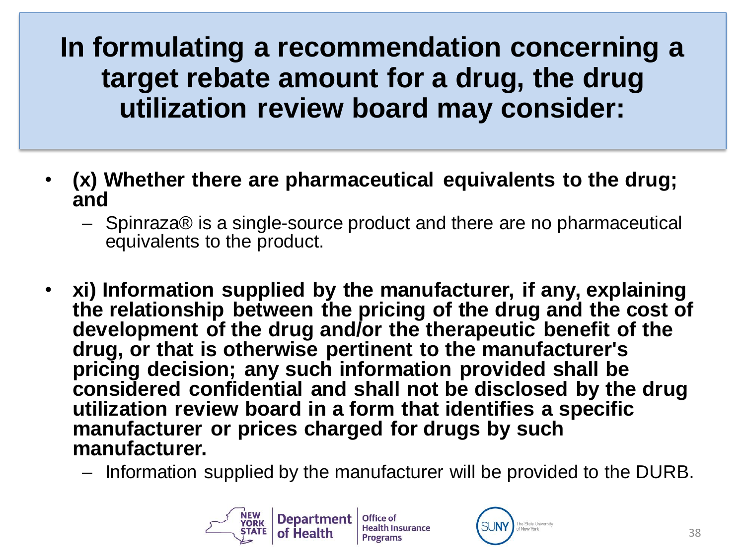# In formulating a recommendation concerning a target rebate amount for a drug, the drug utilization review board may consider:

- **(x) Whether there are pharmaceutical equivalents to the drug; and**
  - Spinraza® is a single-source product and there are no pharmaceutical equivalents to the product.
- **xi) Information supplied by the manufacturer, if any, explaining the relationship between the pricing of the drug and the cost of development of the drug and/or the therapeutic benefit of the drug, or that is otherwise pertinent to the manufacturer's pricing decision; any such information provided shall be considered confidential and shall not be disclosed by the drug utilization review board in a form that identifies a specific manufacturer or prices charged for drugs by such manufacturer.**
  - Information supplied by the manufacturer will be provided to the DURB.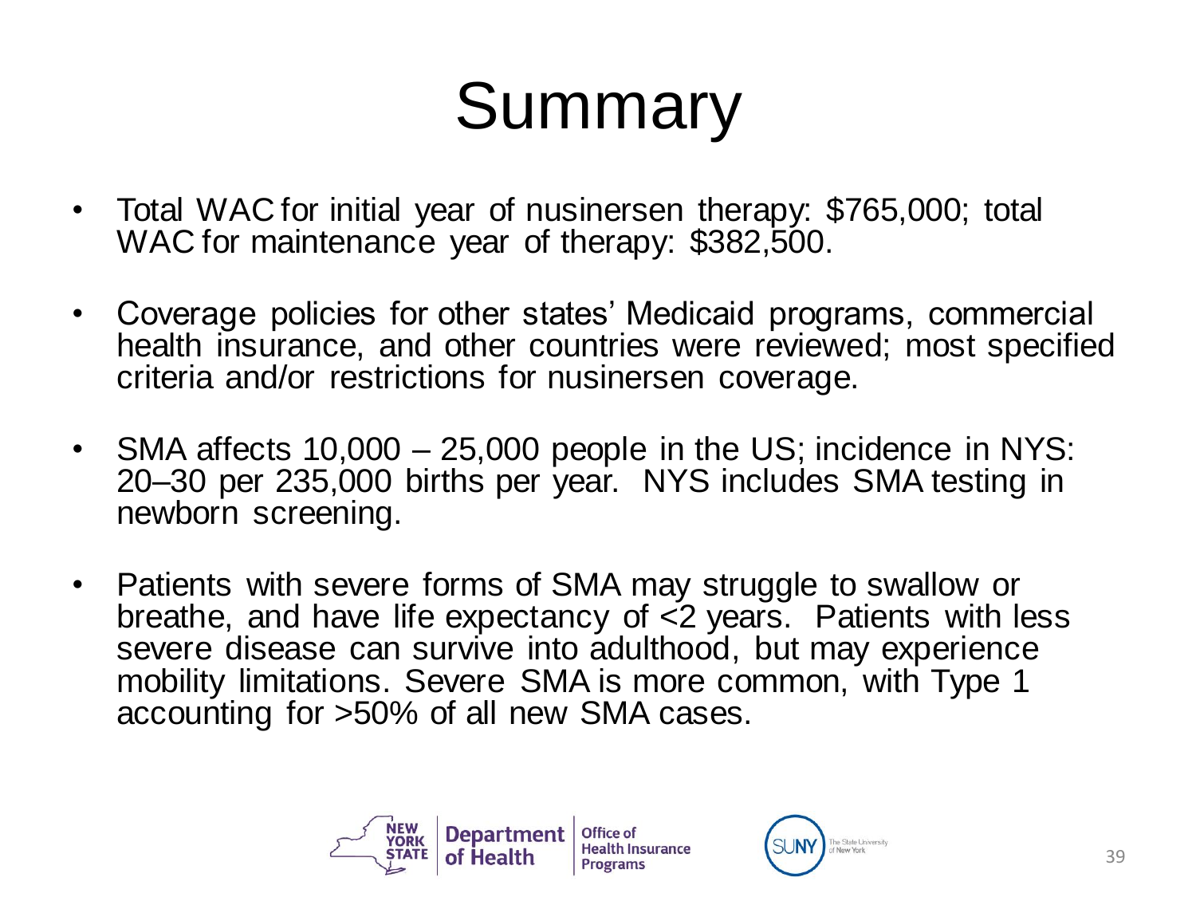# Summary

- Total WAC for initial year of nusinersen therapy: $765,000; total WAC for maintenance year of therapy: $382,500.
- Coverage policies for other states' Medicaid programs, commercial health insurance, and other countries were reviewed; most specified criteria and/or restrictions for nusinersen coverage.
- SMA affects 10,000 – 25,000 people in the US; incidence in NYS: 20–30 per 235,000 births per year. NYS includes SMA testing in newborn screening.
- Patients with severe forms of SMA may struggle to swallow or breathe, and have life expectancy of <2 years. Patients with less severe disease can survive into adulthood, but may experience mobility limitations. Severe SMA is more common, with Type 1 accounting for >50% of all new SMA cases.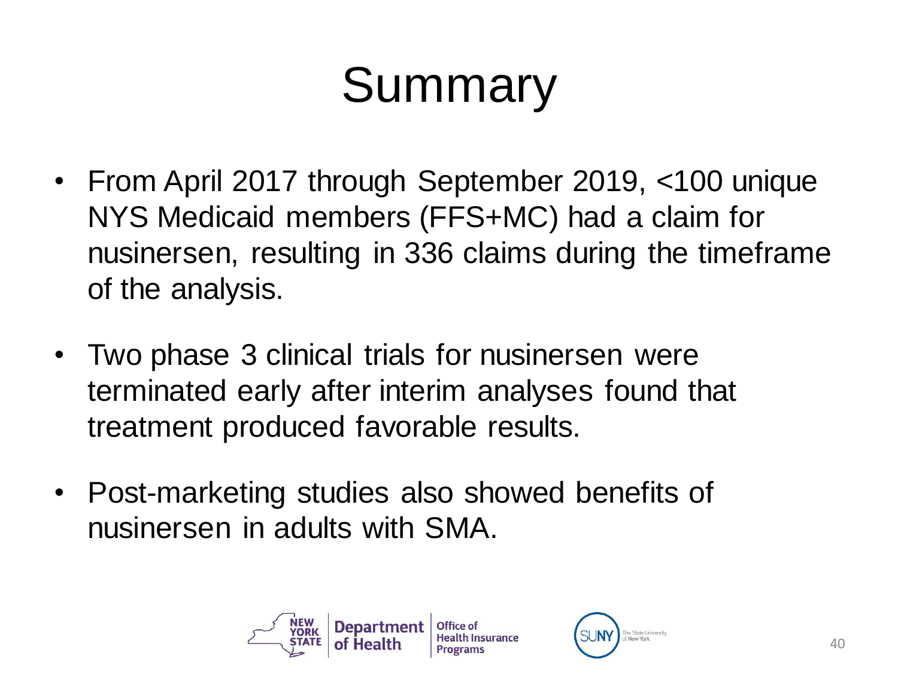# Summary

- From April 2017 through September 2019, <100 unique NYS Medicaid members (FFS+MC) had a claim for nusinersen, resulting in 336 claims during the timeframe of the analysis.
- Two phase 3 clinical trials for nusinersen were terminated early after interim analyses found that treatment produced favorable results.
- Post-marketing studies also showed benefits of nusinersen in adults with SMA.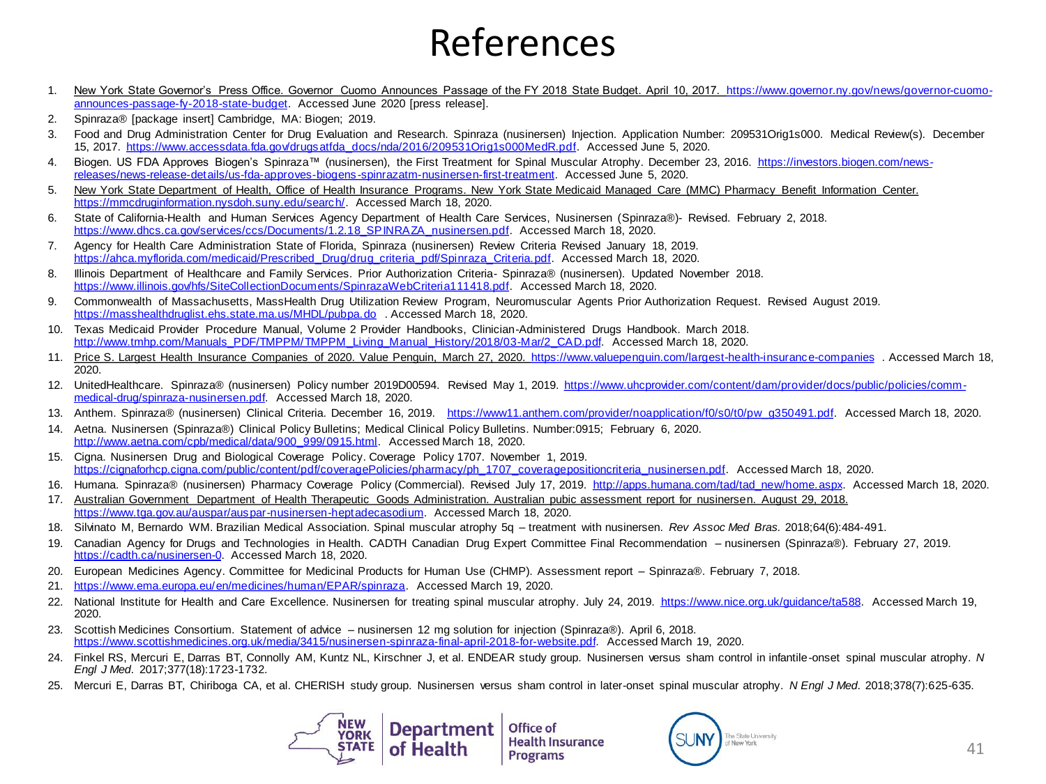# References

1. New York State Governor's Press Office. Governor Cuomo Announces Passage of the FY 2018 State Budget. April 10, 2017. https://www.governor.ny.gov/news/governor-cuomo-announces-passage-fy-2018-state-budget. Accessed June 2020 [press release].
2. Spinraza® [package insert] Cambridge, MA: Biogen; 2019.
3. Food and Drug Administration Center for Drug Evaluation and Research. Spinraza (nusinersen) Injection. Application Number: 209531Orig1s000. Medical Review(s). December 15, 2017. https://www.accessdata.fda.gov/drugsatfda_docs/nda/2016/209531Orig1s000MedR.pdf. Accessed June 5, 2020.
4. Biogen. US FDA Approves Biogen's Spinraza™ (nusinersen), the First Treatment for Spinal Muscular Atrophy. December 23, 2016. https://investors.biogen.com/news-releases/news-release-details/us-fda-approves-biogens-spinrazatm-nusinersen-first-treatment. Accessed June 5, 2020.
5. New York State Department of Health, Office of Health Insurance Programs. New York State Medicaid Managed Care (MMC) Pharmacy Benefit Information Center. https://mmcdruginformation.nysdoh.suny.edu/search/. Accessed March 18, 2020.
6. State of California-Health and Human Services Agency Department of Health Care Services, Nusinersen (Spinraza®)- Revised. February 2, 2018. https://www.dhcs.ca.gov/services/ccs/Documents/1.2.18_SPINRAZA_nusinersen.pdf. Accessed March 18, 2020.
7. Agency for Health Care Administration State of Florida, Spinraza (nusinersen) Review Criteria Revised January 18, 2019. https://ahca.myflorida.com/medicaid/Prescribed_Drug/drug_criteria_pdf/Spinraza_Criteria.pdf. Accessed March 18, 2020.
8. Illinois Department of Healthcare and Family Services. Prior Authorization Criteria- Spinraza® (nusinersen). Updated November 2018. https://www.illinois.gov/hfs/SiteCollectionDocuments/SpinrazaWebCriteria111418.pdf. Accessed March 18, 2020.
9. Commonwealth of Massachusetts, MassHealth Drug Utilization Review Program, Neuromuscular Agents Prior Authorization Request. Revised August 2019. https://masshealthdruglist.ehs.state.ma.us/MHDL/pubpa.do . Accessed March 18, 2020.
10. Texas Medicaid Provider Procedure Manual, Volume 2 Provider Handbooks, Clinician-Administered Drugs Handbook. March 2018. http://www.tmhp.com/Manuals_PDF/TMPPM/TMPPM_Living_Manual_History/2018/03-Mar/2_CAD.pdf. Accessed March 18, 2020.
11. Price S. Largest Health Insurance Companies of 2020. Value Penguin, March 27, 2020. https://www.valuepenguin.com/largest-health-insurance-companies . Accessed March 18, 2020.
12. UnitedHealthcare. Spinraza® (nusinersen) Policy number 2019D00594. Revised May 1, 2019. https://www.uhcprovider.com/content/dam/provider/docs/public/policies/comm-medical-drug/spinraza-nusinersen.pdf. Accessed March 18, 2020.
13. Anthem. Spinraza® (nusinersen) Clinical Criteria. December 16, 2019. https://www11.anthem.com/provider/noapplication/f0/s0/t0/pw_g350491.pdf. Accessed March 18, 2020.
14. Aetna. Nusinersen (Spinraza®) Clinical Policy Bulletins; Medical Clinical Policy Bulletins. Number:0915; February 6, 2020. http://www.aetna.com/cpb/medical/data/900_999/0915.html. Accessed March 18, 2020.
15. Cigna. Nusinersen Drug and Biological Coverage Policy. Coverage Policy 1707. November 1, 2019. https://cignaforhcp.cigna.com/public/content/pdf/coveragePolicies/pharmacy/ph_1707_coveragepositioncriteria_nusinersen.pdf. Accessed March 18, 2020.
16. Humana. Spinraza® (nusinersen) Pharmacy Coverage Policy (Commercial). Revised July 17, 2019. http://apps.humana.com/tad/tad_new/home.aspx. Accessed March 18, 2020.
17. Australian Government Department of Health Therapeutic Goods Administration. Australian pubic assessment report for nusinersen. August 29, 2018. https://www.tga.gov.au/auspar/auspar-nusinersen-heptadecasodium. Accessed March 18, 2020.
18. Silvinato M, Bernardo WM. Brazilian Medical Association. Spinal muscular atrophy 5q – treatment with nusinersen. *Rev Assoc Med Bras.* 2018;64(6):484-491.
19. Canadian Agency for Drugs and Technologies in Health. CADTH Canadian Drug Expert Committee Final Recommendation – nusinersen (Spinraza®). February 27, 2019. https://cadth.ca/nusinersen-0. Accessed March 18, 2020.
20. European Medicines Agency. Committee for Medicinal Products for Human Use (CHMP). Assessment report – Spinraza®. February 7, 2018.
21. https://www.ema.europa.eu/en/medicines/human/EPAR/spinraza. Accessed March 19, 2020.
22. National Institute for Health and Care Excellence. Nusinersen for treating spinal muscular atrophy. July 24, 2019. https://www.nice.org.uk/guidance/ta588. Accessed March 19, 2020.
23. Scottish Medicines Consortium. Statement of advice – nusinersen 12 mg solution for injection (Spinraza®). April 6, 2018. https://www.scottishmedicines.org.uk/media/3415/nusinersen-spinraza-final-april-2018-for-website.pdf. Accessed March 19, 2020.
24. Finkel RS, Mercuri E, Darras BT, Connolly AM, Kuntz NL, Kirschner J, et al. ENDEAR study group. Nusinersen versus sham control in infantile-onset spinal muscular atrophy. *N Engl J Med.* 2017;377(18):1723-1732.
25. Mercuri E, Darras BT, Chiriboga CA, et al. CHERISH study group. Nusinersen versus sham control in later-onset spinal muscular atrophy. *N Engl J Med.* 2018;378(7):625-635.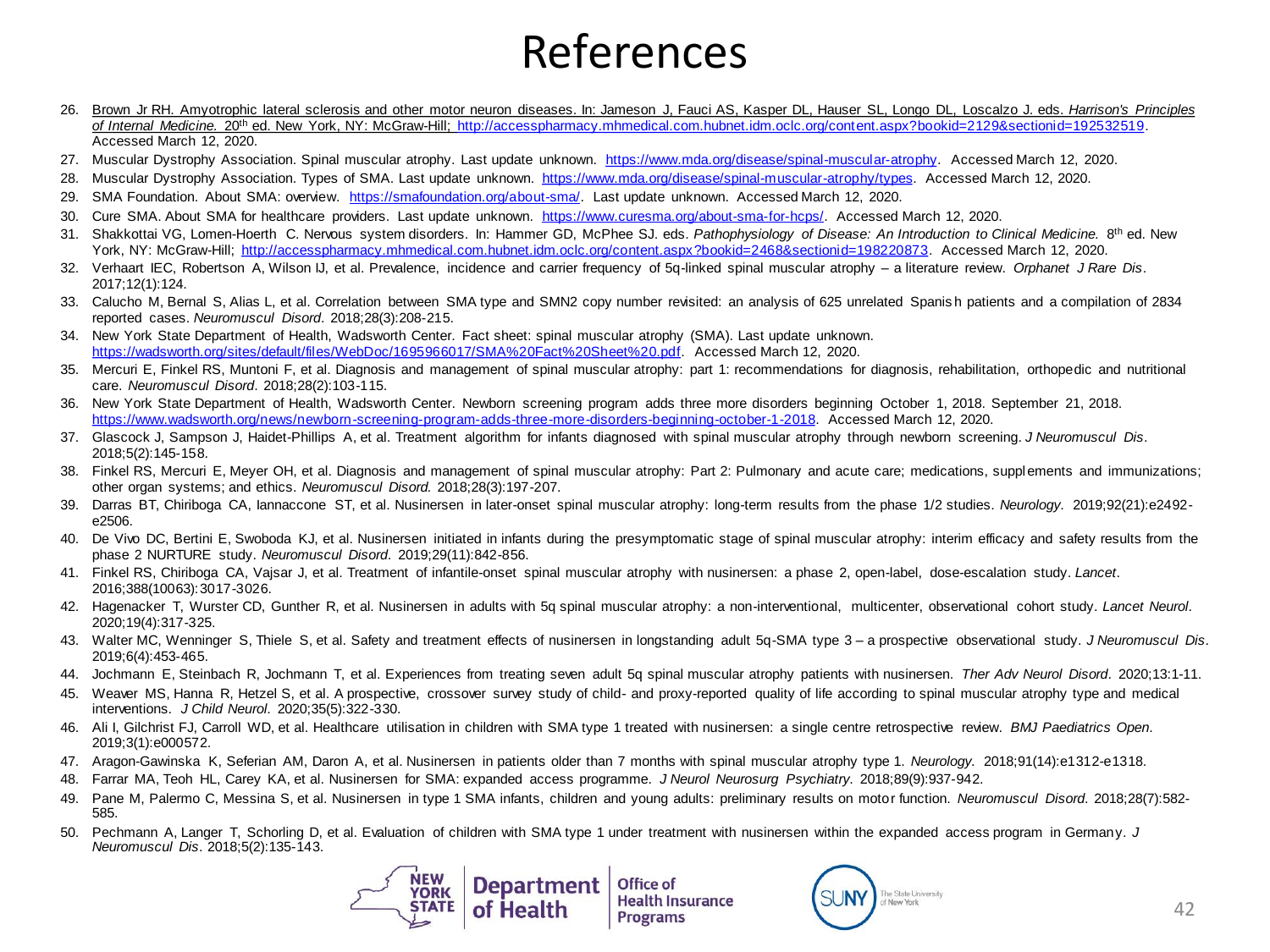# References

26. Brown Jr RH. Amyotrophic lateral sclerosis and other motor neuron diseases. In: Jameson J, Fauci AS, Kasper DL, Hauser SL, Longo DL, Loscalzo J. eds. *Harrison's Principles of Internal Medicine.* 20th ed. New York, NY: McGraw-Hill; http://accesspharmacy.mhmedical.com.hubnet.idm.oclc.org/content.aspx?bookid=2129&sectionid=192532519. Accessed March 12, 2020.
27. Muscular Dystrophy Association. Spinal muscular atrophy. Last update unknown. https://www.mda.org/disease/spinal-muscular-atrophy. Accessed March 12, 2020.
28. Muscular Dystrophy Association. Types of SMA. Last update unknown. https://www.mda.org/disease/spinal-muscular-atrophy/types. Accessed March 12, 2020.
29. SMA Foundation. About SMA: overview. https://smafoundation.org/about-sma/. Last update unknown. Accessed March 12, 2020.
30. Cure SMA. About SMA for healthcare providers. Last update unknown. https://www.curesma.org/about-sma-for-hcps/. Accessed March 12, 2020.
31. Shakkottai VG, Lomen-Hoerth C. Nervous system disorders. In: Hammer GD, McPhee SJ. eds. *Pathophysiology of Disease: An Introduction to Clinical Medicine.* 8th ed. New York, NY: McGraw-Hill; http://accesspharmacy.mhmedical.com.hubnet.idm.oclc.org/content.aspx?bookid=2468&sectionid=198220873. Accessed March 12, 2020.
32. Verhaart IEC, Robertson A, Wilson IJ, et al. Prevalence, incidence and carrier frequency of 5q-linked spinal muscular atrophy – a literature review. *Orphanet J Rare Dis*. 2017;12(1):124.
33. Calucho M, Bernal S, Alias L, et al. Correlation between SMA type and SMN2 copy number revisited: an analysis of 625 unrelated Spanish patients and a compilation of 2834 reported cases. *Neuromuscul Disord*. 2018;28(3):208-215.
34. New York State Department of Health, Wadsworth Center. Fact sheet: spinal muscular atrophy (SMA). Last update unknown. https://wadsworth.org/sites/default/files/WebDoc/1695966017/SMA%20Fact%20Sheet%20.pdf. Accessed March 12, 2020.
35. Mercuri E, Finkel RS, Muntoni F, et al. Diagnosis and management of spinal muscular atrophy: part 1: recommendations for diagnosis, rehabilitation, orthopedic and nutritional care. *Neuromuscul Disord*. 2018;28(2):103-115.
36. New York State Department of Health, Wadsworth Center. Newborn screening program adds three more disorders beginning October 1, 2018. September 21, 2018. https://www.wadsworth.org/news/newborn-screening-program-adds-three-more-disorders-beginning-october-1-2018. Accessed March 12, 2020.
37. Glascock J, Sampson J, Haidet-Phillips A, et al. Treatment algorithm for infants diagnosed with spinal muscular atrophy through newborn screening. *J Neuromuscul Dis*. 2018;5(2):145-158.
38. Finkel RS, Mercuri E, Meyer OH, et al. Diagnosis and management of spinal muscular atrophy: Part 2: Pulmonary and acute care; medications, supplements and immunizations; other organ systems; and ethics. *Neuromuscul Disord.* 2018;28(3):197-207.
39. Darras BT, Chiriboga CA, Iannaccone ST, et al. Nusinersen in later-onset spinal muscular atrophy: long-term results from the phase 1/2 studies. *Neurology.* 2019;92(21):e2492-e2506.
40. De Vivo DC, Bertini E, Swoboda KJ, et al. Nusinersen initiated in infants during the presymptomatic stage of spinal muscular atrophy: interim efficacy and safety results from the phase 2 NURTURE study. *Neuromuscul Disord.* 2019;29(11):842-856.
41. Finkel RS, Chiriboga CA, Vajsar J, et al. Treatment of infantile-onset spinal muscular atrophy with nusinersen: a phase 2, open-label, dose-escalation study. *Lancet*. 2016;388(10063):3017-3026.
42. Hagenacker T, Wurster CD, Gunther R, et al. Nusinersen in adults with 5q spinal muscular atrophy: a non-interventional, multicenter, observational cohort study. *Lancet Neurol*. 2020;19(4):317-325.
43. Walter MC, Wenninger S, Thiele S, et al. Safety and treatment effects of nusinersen in longstanding adult 5q-SMA type 3 – a prospective observational study. *J Neuromuscul Dis*. 2019;6(4):453-465.
44. Jochmann E, Steinbach R, Jochmann T, et al. Experiences from treating seven adult 5q spinal muscular atrophy patients with nusinersen. *Ther Adv Neurol Disord*. 2020;13:1-11.
45. Weaver MS, Hanna R, Hetzel S, et al. A prospective, crossover survey study of child- and proxy-reported quality of life according to spinal muscular atrophy type and medical interventions. *J Child Neurol*. 2020;35(5):322-330.
46. Ali I, Gilchrist FJ, Carroll WD, et al. Healthcare utilisation in children with SMA type 1 treated with nusinersen: a single centre retrospective review. *BMJ Paediatrics Open*. 2019;3(1):e000572.
47. Aragon-Gawinska K, Seferian AM, Daron A, et al. Nusinersen in patients older than 7 months with spinal muscular atrophy type 1. *Neurology.* 2018;91(14):e1312-e1318.
48. Farrar MA, Teoh HL, Carey KA, et al. Nusinersen for SMA: expanded access programme. *J Neurol Neurosurg Psychiatry.* 2018;89(9):937-942.
49. Pane M, Palermo C, Messina S, et al. Nusinersen in type 1 SMA infants, children and young adults: preliminary results on motor function. *Neuromuscul Disord*. 2018;28(7):582-585.
50. Pechmann A, Langer T, Schorling D, et al. Evaluation of children with SMA type 1 under treatment with nusinersen within the expanded access program in Germany. *J Neuromuscul Dis*. 2018;5(2):135-143.